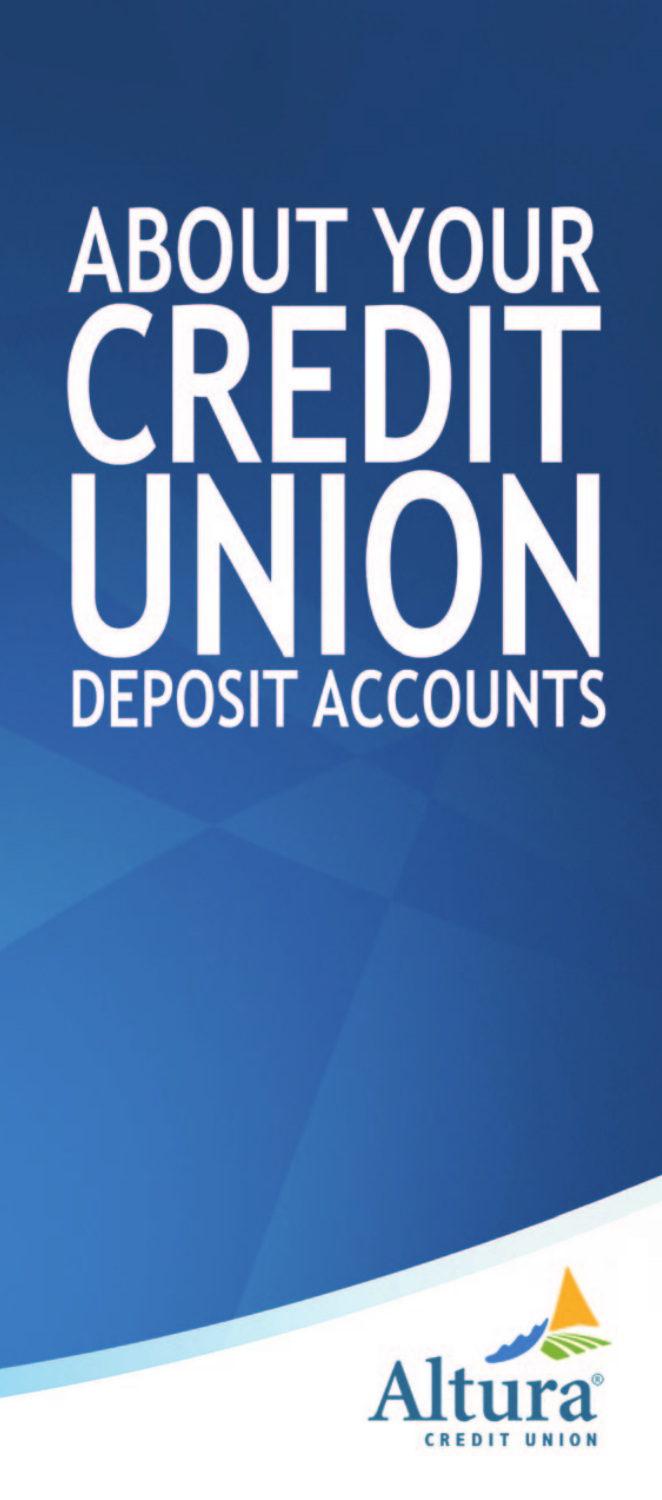# ABOUT YOUR CREDIT UNION DEPOSIT ACCOUNTS

Altura® CREDIT UNION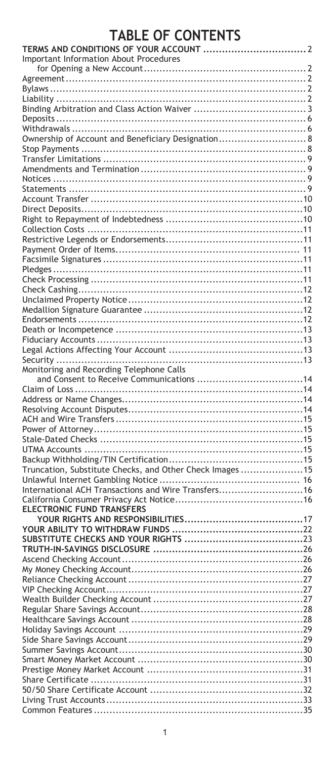# TABLE OF CONTENTS

**TERMS AND CONDITIONS OF YOUR ACCOUNT** ..... 2

Important Information About Procedures for Opening a New Account ..... 2

Agreement ..... 2

Bylaws ..... 2

Liability ..... 2

Binding Arbitration and Class Action Waiver ..... 3

Deposits ..... 6

Withdrawals ..... 6

Ownership of Account and Beneficiary Designation ..... 8

Stop Payments ..... 8

Transfer Limitations ..... 9

Amendments and Termination ..... 9

Notices ..... 9

Statements ..... 9

Account Transfer ..... 10

Direct Deposits ..... 10

Right to Repayment of Indebtedness ..... 10

Collection Costs ..... 11

Restrictive Legends or Endorsements ..... 11

Payment Order of Items ..... 11

Facsimile Signatures ..... 11

Pledges ..... 11

Check Processing ..... 11

Check Cashing ..... 12

Unclaimed Property Notice ..... 12

Medallion Signature Guarantee ..... 12

Endorsements ..... 12

Death or Incompetence ..... 13

Fiduciary Accounts ..... 13

Legal Actions Affecting Your Account ..... 13

Security ..... 13

Monitoring and Recording Telephone Calls and Consent to Receive Communications ..... 14

Claim of Loss ..... 14

Address or Name Changes ..... 14

Resolving Account Disputes ..... 14

ACH and Wire Transfers ..... 15

Power of Attorney ..... 15

Stale-Dated Checks ..... 15

UTMA Accounts ..... 15

Backup Withholding/TIN Certification ..... 15

Truncation, Substitute Checks, and Other Check Images ..... 15

Unlawful Internet Gambling Notice ..... 16

International ACH Transactions and Wire Transfers ..... 16

California Consumer Privacy Act Notice ..... 16

**ELECTRONIC FUND TRANSFERS YOUR RIGHTS AND RESPONSIBILITIES** ..... 17

**YOUR ABILITY TO WITHDRAW FUNDS** ..... 22

**SUBSTITUTE CHECKS AND YOUR RIGHTS** ..... 23

**TRUTH-IN-SAVINGS DISCLOSURE** ..... 26

Ascend Checking Account ..... 26

My Money Checking Account ..... 26

Reliance Checking Account ..... 27

VIP Checking Account ..... 27

Wealth Builder Checking Account ..... 27

Regular Share Savings Account ..... 28

Healthcare Savings Account ..... 28

Holiday Savings Account ..... 29

Side Share Savings Account ..... 29

Summer Savings Account ..... 30

Smart Money Market Account ..... 30

Prestige Money Market Account ..... 31

Share Certificate ..... 31

50/50 Share Certificate Account ..... 32

Living Trust Accounts ..... 33

Common Features ..... 35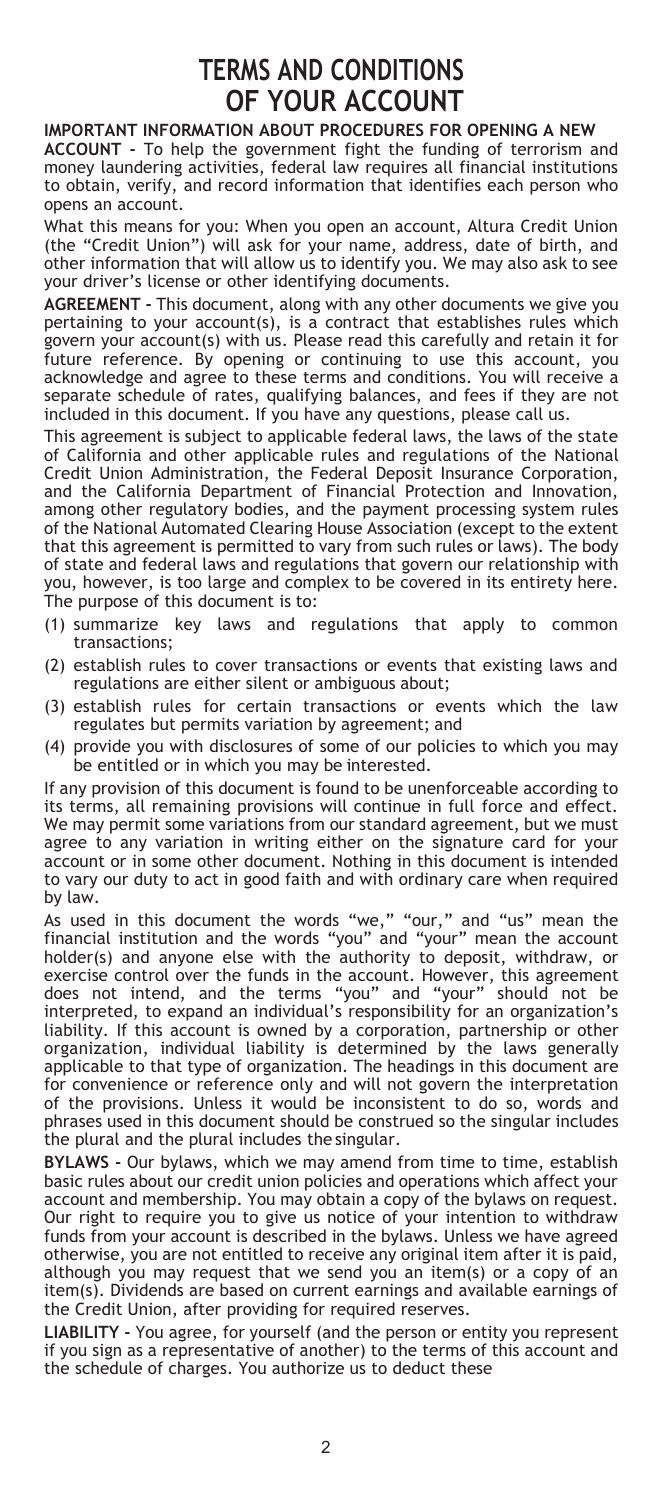# TERMS AND CONDITIONS OF YOUR ACCOUNT

**IMPORTANT INFORMATION ABOUT PROCEDURES FOR OPENING A NEW ACCOUNT -** To help the government fight the funding of terrorism and money laundering activities, federal law requires all financial institutions to obtain, verify, and record information that identifies each person who opens an account.

What this means for you: When you open an account, Altura Credit Union (the "Credit Union") will ask for your name, address, date of birth, and other information that will allow us to identify you. We may also ask to see your driver's license or other identifying documents.

**AGREEMENT -** This document, along with any other documents we give you pertaining to your account(s), is a contract that establishes rules which govern your account(s) with us. Please read this carefully and retain it for future reference. By opening or continuing to use this account, you acknowledge and agree to these terms and conditions. You will receive a separate schedule of rates, qualifying balances, and fees if they are not included in this document. If you have any questions, please call us.

This agreement is subject to applicable federal laws, the laws of the state of California and other applicable rules and regulations of the National Credit Union Administration, the Federal Deposit Insurance Corporation, and the California Department of Financial Protection and Innovation, among other regulatory bodies, and the payment processing system rules of the National Automated Clearing House Association (except to the extent that this agreement is permitted to vary from such rules or laws). The body of state and federal laws and regulations that govern our relationship with you, however, is too large and complex to be covered in its entirety here. The purpose of this document is to:

(1) summarize key laws and regulations that apply to common transactions;
(2) establish rules to cover transactions or events that existing laws and regulations are either silent or ambiguous about;
(3) establish rules for certain transactions or events which the law regulates but permits variation by agreement; and
(4) provide you with disclosures of some of our policies to which you may be entitled or in which you may be interested.

If any provision of this document is found to be unenforceable according to its terms, all remaining provisions will continue in full force and effect. We may permit some variations from our standard agreement, but we must agree to any variation in writing either on the signature card for your account or in some other document. Nothing in this document is intended to vary our duty to act in good faith and with ordinary care when required by law.

As used in this document the words "we," "our," and "us" mean the financial institution and the words "you" and "your" mean the account holder(s) and anyone else with the authority to deposit, withdraw, or exercise control over the funds in the account. However, this agreement does not intend, and the terms "you" and "your" should not be interpreted, to expand an individual's responsibility for an organization's liability. If this account is owned by a corporation, partnership or other organization, individual liability is determined by the laws generally applicable to that type of organization. The headings in this document are for convenience or reference only and will not govern the interpretation of the provisions. Unless it would be inconsistent to do so, words and phrases used in this document should be construed so the singular includes the plural and the plural includes the singular.

**BYLAWS -** Our bylaws, which we may amend from time to time, establish basic rules about our credit union policies and operations which affect your account and membership. You may obtain a copy of the bylaws on request. Our right to require you to give us notice of your intention to withdraw funds from your account is described in the bylaws. Unless we have agreed otherwise, you are not entitled to receive any original item after it is paid, although you may request that we send you an item(s) or a copy of an item(s). Dividends are based on current earnings and available earnings of the Credit Union, after providing for required reserves.

**LIABILITY -** You agree, for yourself (and the person or entity you represent if you sign as a representative of another) to the terms of this account and the schedule of charges. You authorize us to deduct these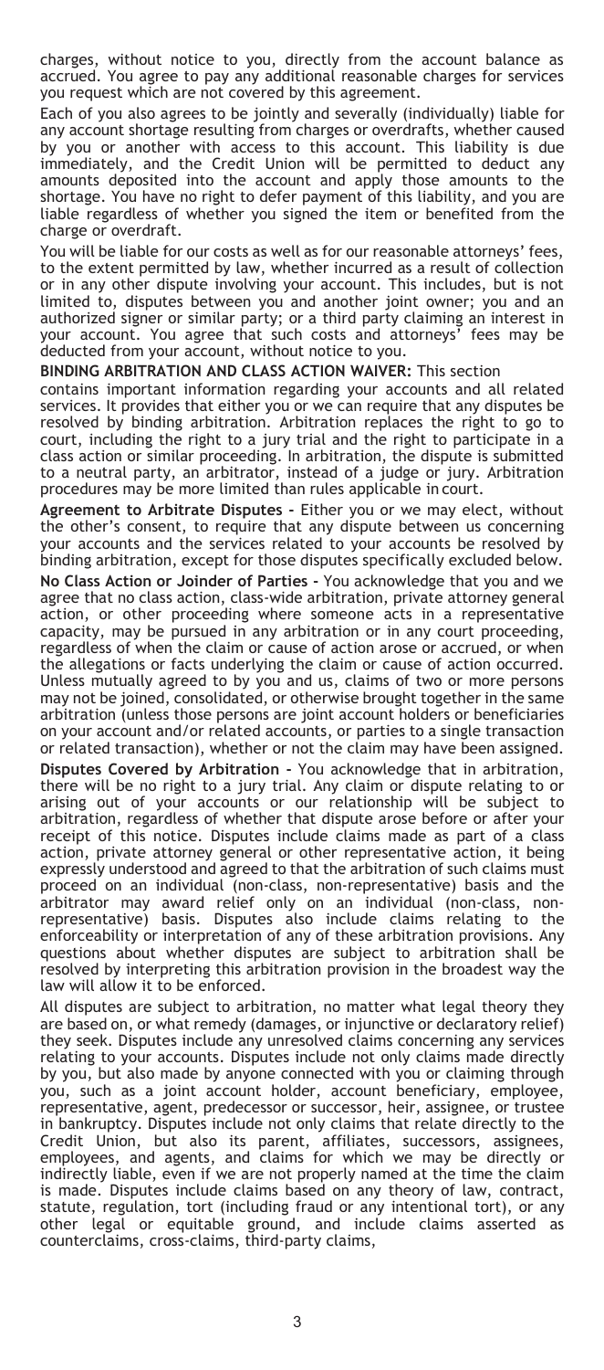charges, without notice to you, directly from the account balance as accrued. You agree to pay any additional reasonable charges for services you request which are not covered by this agreement.

Each of you also agrees to be jointly and severally (individually) liable for any account shortage resulting from charges or overdrafts, whether caused by you or another with access to this account. This liability is due immediately, and the Credit Union will be permitted to deduct any amounts deposited into the account and apply those amounts to the shortage. You have no right to defer payment of this liability, and you are liable regardless of whether you signed the item or benefited from the charge or overdraft.

You will be liable for our costs as well as for our reasonable attorneys' fees, to the extent permitted by law, whether incurred as a result of collection or in any other dispute involving your account. This includes, but is not limited to, disputes between you and another joint owner; you and an authorized signer or similar party; or a third party claiming an interest in your account. You agree that such costs and attorneys' fees may be deducted from your account, without notice to you.

**BINDING ARBITRATION AND CLASS ACTION WAIVER:** This section contains important information regarding your accounts and all related services. It provides that either you or we can require that any disputes be resolved by binding arbitration. Arbitration replaces the right to go to court, including the right to a jury trial and the right to participate in a class action or similar proceeding. In arbitration, the dispute is submitted to a neutral party, an arbitrator, instead of a judge or jury. Arbitration procedures may be more limited than rules applicable in court.

**Agreement to Arbitrate Disputes -** Either you or we may elect, without the other's consent, to require that any dispute between us concerning your accounts and the services related to your accounts be resolved by binding arbitration, except for those disputes specifically excluded below.

**No Class Action or Joinder of Parties -** You acknowledge that you and we agree that no class action, class-wide arbitration, private attorney general action, or other proceeding where someone acts in a representative capacity, may be pursued in any arbitration or in any court proceeding, regardless of when the claim or cause of action arose or accrued, or when the allegations or facts underlying the claim or cause of action occurred. Unless mutually agreed to by you and us, claims of two or more persons may not be joined, consolidated, or otherwise brought together in the same arbitration (unless those persons are joint account holders or beneficiaries on your account and/or related accounts, or parties to a single transaction or related transaction), whether or not the claim may have been assigned.

**Disputes Covered by Arbitration -** You acknowledge that in arbitration, there will be no right to a jury trial. Any claim or dispute relating to or arising out of your accounts or our relationship will be subject to arbitration, regardless of whether that dispute arose before or after your receipt of this notice. Disputes include claims made as part of a class action, private attorney general or other representative action, it being expressly understood and agreed to that the arbitration of such claims must proceed on an individual (non-class, non-representative) basis and the arbitrator may award relief only on an individual (non-class, non-representative) basis. Disputes also include claims relating to the enforceability or interpretation of any of these arbitration provisions. Any questions about whether disputes are subject to arbitration shall be resolved by interpreting this arbitration provision in the broadest way the law will allow it to be enforced.

All disputes are subject to arbitration, no matter what legal theory they are based on, or what remedy (damages, or injunctive or declaratory relief) they seek. Disputes include any unresolved claims concerning any services relating to your accounts. Disputes include not only claims made directly by you, but also made by anyone connected with you or claiming through you, such as a joint account holder, account beneficiary, employee, representative, agent, predecessor or successor, heir, assignee, or trustee in bankruptcy. Disputes include not only claims that relate directly to the Credit Union, but also its parent, affiliates, successors, assignees, employees, and agents, and claims for which we may be directly or indirectly liable, even if we are not properly named at the time the claim is made. Disputes include claims based on any theory of law, contract, statute, regulation, tort (including fraud or any intentional tort), or any other legal or equitable ground, and include claims asserted as counterclaims, cross-claims, third-party claims,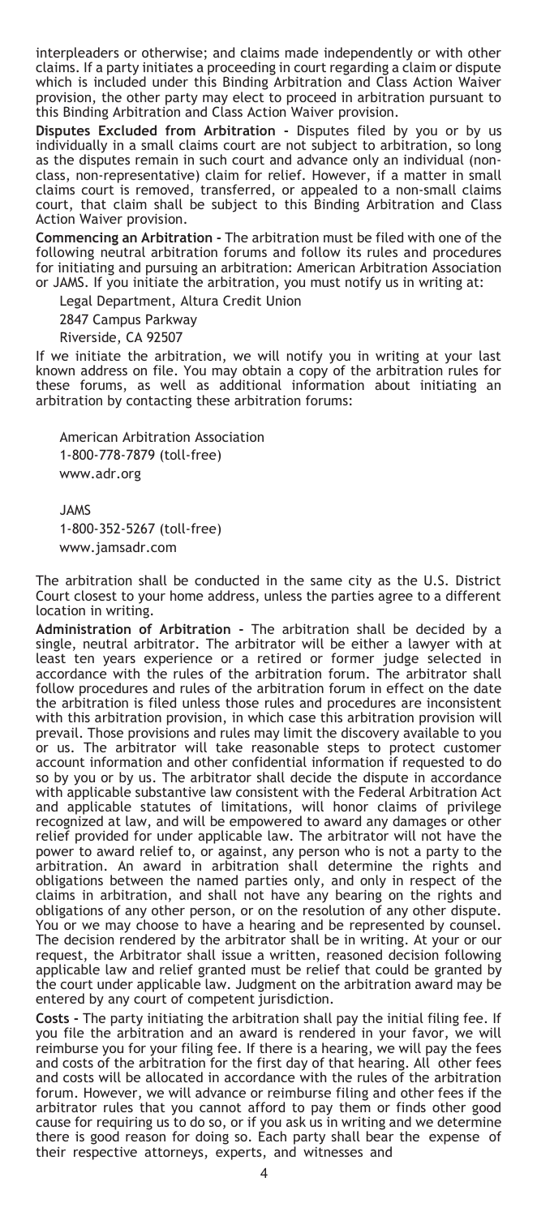interpleaders or otherwise; and claims made independently or with other claims. If a party initiates a proceeding in court regarding a claim or dispute which is included under this Binding Arbitration and Class Action Waiver provision, the other party may elect to proceed in arbitration pursuant to this Binding Arbitration and Class Action Waiver provision.

**Disputes Excluded from Arbitration -** Disputes filed by you or by us individually in a small claims court are not subject to arbitration, so long as the disputes remain in such court and advance only an individual (non-class, non-representative) claim for relief. However, if a matter in small claims court is removed, transferred, or appealed to a non-small claims court, that claim shall be subject to this Binding Arbitration and Class Action Waiver provision.

**Commencing an Arbitration -** The arbitration must be filed with one of the following neutral arbitration forums and follow its rules and procedures for initiating and pursuing an arbitration: American Arbitration Association or JAMS. If you initiate the arbitration, you must notify us in writing at:

Legal Department, Altura Credit Union
2847 Campus Parkway
Riverside, CA 92507

If we initiate the arbitration, we will notify you in writing at your last known address on file. You may obtain a copy of the arbitration rules for these forums, as well as additional information about initiating an arbitration by contacting these arbitration forums:

American Arbitration Association
1-800-778-7879 (toll-free)
www.adr.org

JAMS
1-800-352-5267 (toll-free)
www.jamsadr.com

The arbitration shall be conducted in the same city as the U.S. District Court closest to your home address, unless the parties agree to a different location in writing.

**Administration of Arbitration -** The arbitration shall be decided by a single, neutral arbitrator. The arbitrator will be either a lawyer with at least ten years experience or a retired or former judge selected in accordance with the rules of the arbitration forum. The arbitrator shall follow procedures and rules of the arbitration forum in effect on the date the arbitration is filed unless those rules and procedures are inconsistent with this arbitration provision, in which case this arbitration provision will prevail. Those provisions and rules may limit the discovery available to you or us. The arbitrator will take reasonable steps to protect customer account information and other confidential information if requested to do so by you or by us. The arbitrator shall decide the dispute in accordance with applicable substantive law consistent with the Federal Arbitration Act and applicable statutes of limitations, will honor claims of privilege recognized at law, and will be empowered to award any damages or other relief provided for under applicable law. The arbitrator will not have the power to award relief to, or against, any person who is not a party to the arbitration. An award in arbitration shall determine the rights and obligations between the named parties only, and only in respect of the claims in arbitration, and shall not have any bearing on the rights and obligations of any other person, or on the resolution of any other dispute. You or we may choose to have a hearing and be represented by counsel. The decision rendered by the arbitrator shall be in writing. At your or our request, the Arbitrator shall issue a written, reasoned decision following applicable law and relief granted must be relief that could be granted by the court under applicable law. Judgment on the arbitration award may be entered by any court of competent jurisdiction.

**Costs -** The party initiating the arbitration shall pay the initial filing fee. If you file the arbitration and an award is rendered in your favor, we will reimburse you for your filing fee. If there is a hearing, we will pay the fees and costs of the arbitration for the first day of that hearing. All other fees and costs will be allocated in accordance with the rules of the arbitration forum. However, we will advance or reimburse filing and other fees if the arbitrator rules that you cannot afford to pay them or finds other good cause for requiring us to do so, or if you ask us in writing and we determine there is good reason for doing so. Each party shall bear the expense of their respective attorneys, experts, and witnesses and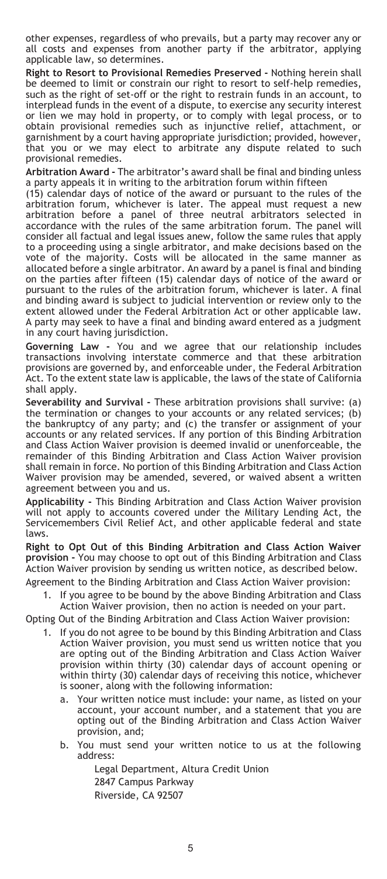other expenses, regardless of who prevails, but a party may recover any or all costs and expenses from another party if the arbitrator, applying applicable law, so determines.

**Right to Resort to Provisional Remedies Preserved -** Nothing herein shall be deemed to limit or constrain our right to resort to self-help remedies, such as the right of set-off or the right to restrain funds in an account, to interplead funds in the event of a dispute, to exercise any security interest or lien we may hold in property, or to comply with legal process, or to obtain provisional remedies such as injunctive relief, attachment, or garnishment by a court having appropriate jurisdiction; provided, however, that you or we may elect to arbitrate any dispute related to such provisional remedies.

**Arbitration Award -** The arbitrator's award shall be final and binding unless a party appeals it in writing to the arbitration forum within fifteen (15) calendar days of notice of the award or pursuant to the rules of the arbitration forum, whichever is later. The appeal must request a new arbitration before a panel of three neutral arbitrators selected in accordance with the rules of the same arbitration forum. The panel will consider all factual and legal issues anew, follow the same rules that apply to a proceeding using a single arbitrator, and make decisions based on the vote of the majority. Costs will be allocated in the same manner as allocated before a single arbitrator. An award by a panel is final and binding on the parties after fifteen (15) calendar days of notice of the award or pursuant to the rules of the arbitration forum, whichever is later. A final and binding award is subject to judicial intervention or review only to the extent allowed under the Federal Arbitration Act or other applicable law. A party may seek to have a final and binding award entered as a judgment in any court having jurisdiction.

**Governing Law -** You and we agree that our relationship includes transactions involving interstate commerce and that these arbitration provisions are governed by, and enforceable under, the Federal Arbitration Act. To the extent state law is applicable, the laws of the state of California shall apply.

**Severability and Survival -** These arbitration provisions shall survive: (a) the termination or changes to your accounts or any related services; (b) the bankruptcy of any party; and (c) the transfer or assignment of your accounts or any related services. If any portion of this Binding Arbitration and Class Action Waiver provision is deemed invalid or unenforceable, the remainder of this Binding Arbitration and Class Action Waiver provision shall remain in force. No portion of this Binding Arbitration and Class Action Waiver provision may be amended, severed, or waived absent a written agreement between you and us.

**Applicability -** This Binding Arbitration and Class Action Waiver provision will not apply to accounts covered under the Military Lending Act, the Servicemembers Civil Relief Act, and other applicable federal and state laws.

**Right to Opt Out of this Binding Arbitration and Class Action Waiver provision -** You may choose to opt out of this Binding Arbitration and Class Action Waiver provision by sending us written notice, as described below.

Agreement to the Binding Arbitration and Class Action Waiver provision:

1. If you agree to be bound by the above Binding Arbitration and Class Action Waiver provision, then no action is needed on your part.

Opting Out of the Binding Arbitration and Class Action Waiver provision:

1. If you do not agree to be bound by this Binding Arbitration and Class Action Waiver provision, you must send us written notice that you are opting out of the Binding Arbitration and Class Action Waiver provision within thirty (30) calendar days of account opening or within thirty (30) calendar days of receiving this notice, whichever is sooner, along with the following information:
   a. Your written notice must include: your name, as listed on your account, your account number, and a statement that you are opting out of the Binding Arbitration and Class Action Waiver provision, and;
   b. You must send your written notice to us at the following address:

      Legal Department, Altura Credit Union
      2847 Campus Parkway
      Riverside, CA 92507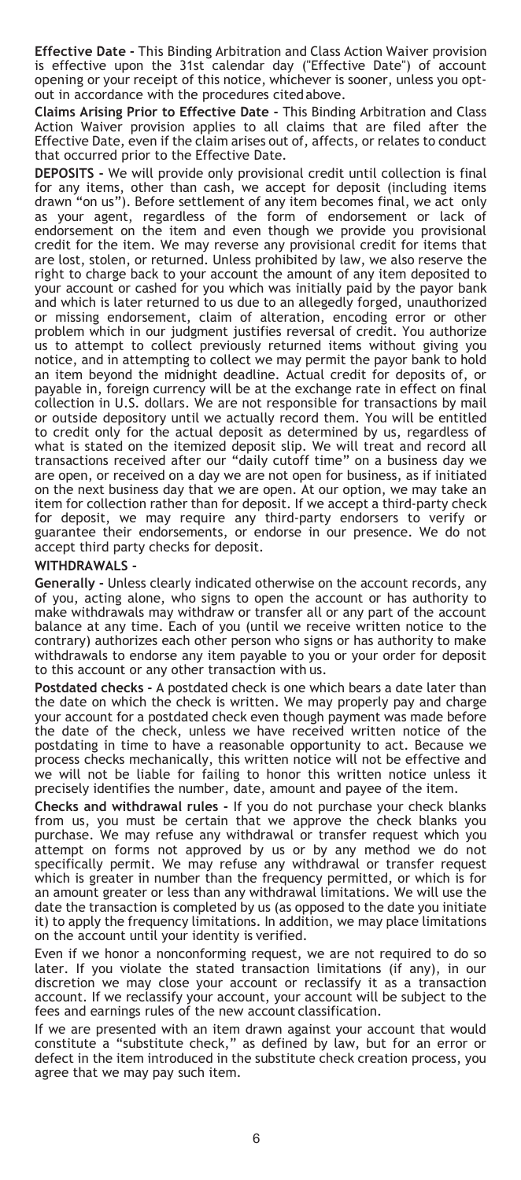**Effective Date -** This Binding Arbitration and Class Action Waiver provision is effective upon the 31st calendar day ("Effective Date") of account opening or your receipt of this notice, whichever is sooner, unless you opt-out in accordance with the procedures cited above.

**Claims Arising Prior to Effective Date -** This Binding Arbitration and Class Action Waiver provision applies to all claims that are filed after the Effective Date, even if the claim arises out of, affects, or relates to conduct that occurred prior to the Effective Date.

**DEPOSITS -** We will provide only provisional credit until collection is final for any items, other than cash, we accept for deposit (including items drawn "on us"). Before settlement of any item becomes final, we act only as your agent, regardless of the form of endorsement or lack of endorsement on the item and even though we provide you provisional credit for the item. We may reverse any provisional credit for items that are lost, stolen, or returned. Unless prohibited by law, we also reserve the right to charge back to your account the amount of any item deposited to your account or cashed for you which was initially paid by the payor bank and which is later returned to us due to an allegedly forged, unauthorized or missing endorsement, claim of alteration, encoding error or other problem which in our judgment justifies reversal of credit. You authorize us to attempt to collect previously returned items without giving you notice, and in attempting to collect we may permit the payor bank to hold an item beyond the midnight deadline. Actual credit for deposits of, or payable in, foreign currency will be at the exchange rate in effect on final collection in U.S. dollars. We are not responsible for transactions by mail or outside depository until we actually record them. You will be entitled to credit only for the actual deposit as determined by us, regardless of what is stated on the itemized deposit slip. We will treat and record all transactions received after our "daily cutoff time" on a business day we are open, or received on a day we are not open for business, as if initiated on the next business day that we are open. At our option, we may take an item for collection rather than for deposit. If we accept a third-party check for deposit, we may require any third-party endorsers to verify or guarantee their endorsements, or endorse in our presence. We do not accept third party checks for deposit.

**WITHDRAWALS -**

**Generally -** Unless clearly indicated otherwise on the account records, any of you, acting alone, who signs to open the account or has authority to make withdrawals may withdraw or transfer all or any part of the account balance at any time. Each of you (until we receive written notice to the contrary) authorizes each other person who signs or has authority to make withdrawals to endorse any item payable to you or your order for deposit to this account or any other transaction with us.

**Postdated checks -** A postdated check is one which bears a date later than the date on which the check is written. We may properly pay and charge your account for a postdated check even though payment was made before the date of the check, unless we have received written notice of the postdating in time to have a reasonable opportunity to act. Because we process checks mechanically, this written notice will not be effective and we will not be liable for failing to honor this written notice unless it precisely identifies the number, date, amount and payee of the item.

**Checks and withdrawal rules -** If you do not purchase your check blanks from us, you must be certain that we approve the check blanks you purchase. We may refuse any withdrawal or transfer request which you attempt on forms not approved by us or by any method we do not specifically permit. We may refuse any withdrawal or transfer request which is greater in number than the frequency permitted, or which is for an amount greater or less than any withdrawal limitations. We will use the date the transaction is completed by us (as opposed to the date you initiate it) to apply the frequency limitations. In addition, we may place limitations on the account until your identity is verified.

Even if we honor a nonconforming request, we are not required to do so later. If you violate the stated transaction limitations (if any), in our discretion we may close your account or reclassify it as a transaction account. If we reclassify your account, your account will be subject to the fees and earnings rules of the new account classification.

If we are presented with an item drawn against your account that would constitute a "substitute check," as defined by law, but for an error or defect in the item introduced in the substitute check creation process, you agree that we may pay such item.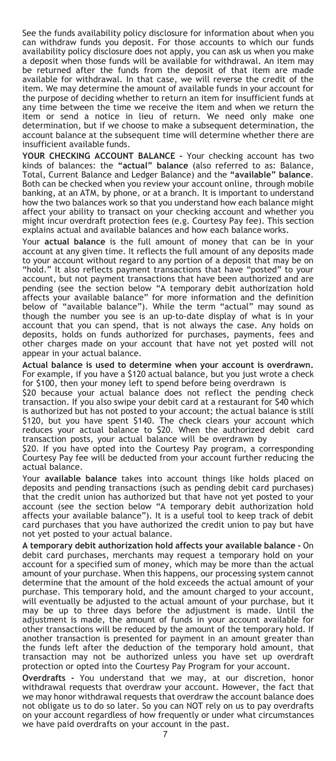See the funds availability policy disclosure for information about when you can withdraw funds you deposit. For those accounts to which our funds availability policy disclosure does not apply, you can ask us when you make a deposit when those funds will be available for withdrawal. An item may be returned after the funds from the deposit of that item are made available for withdrawal. In that case, we will reverse the credit of the item. We may determine the amount of available funds in your account for the purpose of deciding whether to return an item for insufficient funds at any time between the time we receive the item and when we return the item or send a notice in lieu of return. We need only make one determination, but if we choose to make a subsequent determination, the account balance at the subsequent time will determine whether there are insufficient available funds.

**YOUR CHECKING ACCOUNT BALANCE -** Your checking account has two kinds of balances: the **"actual" balance** (also referred to as: Balance, Total, Current Balance and Ledger Balance) and the **"available" balance**. Both can be checked when you review your account online, through mobile banking, at an ATM, by phone, or at a branch. It is important to understand how the two balances work so that you understand how each balance might affect your ability to transact on your checking account and whether you might incur overdraft protection fees (e.g. Courtesy Pay fee). This section explains actual and available balances and how each balance works.

Your **actual balance** is the full amount of money that can be in your account at any given time. It reflects the full amount of any deposits made to your account without regard to any portion of a deposit that may be on "hold." It also reflects payment transactions that have "posted" to your account, but not payment transactions that have been authorized and are pending (see the section below "A temporary debit authorization hold affects your available balance" for more information and the definition below of "available balance"). While the term "actual" may sound as though the number you see is an up-to-date display of what is in your account that you can spend, that is not always the case. Any holds on deposits, holds on funds authorized for purchases, payments, fees and other charges made on your account that have not yet posted will not appear in your actual balance.

**Actual balance is used to determine when your account is overdrawn.** For example, if you have a $120 actual balance, but you just wrote a check for $100, then your money left to spend before being overdrawn is $20 because your actual balance does not reflect the pending check transaction. If you also swipe your debit card at a restaurant for $40 which is authorized but has not posted to your account; the actual balance is still $120, but you have spent $140. The check clears your account which reduces your actual balance to $20. When the authorized debit card transaction posts, your actual balance will be overdrawn by $20. If you have opted into the Courtesy Pay program, a corresponding Courtesy Pay fee will be deducted from your account further reducing the actual balance.

Your **available balance** takes into account things like holds placed on deposits and pending transactions (such as pending debit card purchases) that the credit union has authorized but that have not yet posted to your account (see the section below "A temporary debit authorization hold affects your available balance"). It is a useful tool to keep track of debit card purchases that you have authorized the credit union to pay but have not yet posted to your actual balance.

**A temporary debit authorization hold affects your available balance -** On debit card purchases, merchants may request a temporary hold on your account for a specified sum of money, which may be more than the actual amount of your purchase. When this happens, our processing system cannot determine that the amount of the hold exceeds the actual amount of your purchase. This temporary hold, and the amount charged to your account, will eventually be adjusted to the actual amount of your purchase, but it may be up to three days before the adjustment is made. Until the adjustment is made, the amount of funds in your account available for other transactions will be reduced by the amount of the temporary hold. If another transaction is presented for payment in an amount greater than the funds left after the deduction of the temporary hold amount, that transaction may not be authorized unless you have set up overdraft protection or opted into the Courtesy Pay Program for your account.

**Overdrafts -** You understand that we may, at our discretion, honor withdrawal requests that overdraw your account. However, the fact that we may honor withdrawal requests that overdraw the account balance does not obligate us to do so later. So you can NOT rely on us to pay overdrafts on your account regardless of how frequently or under what circumstances we have paid overdrafts on your account in the past.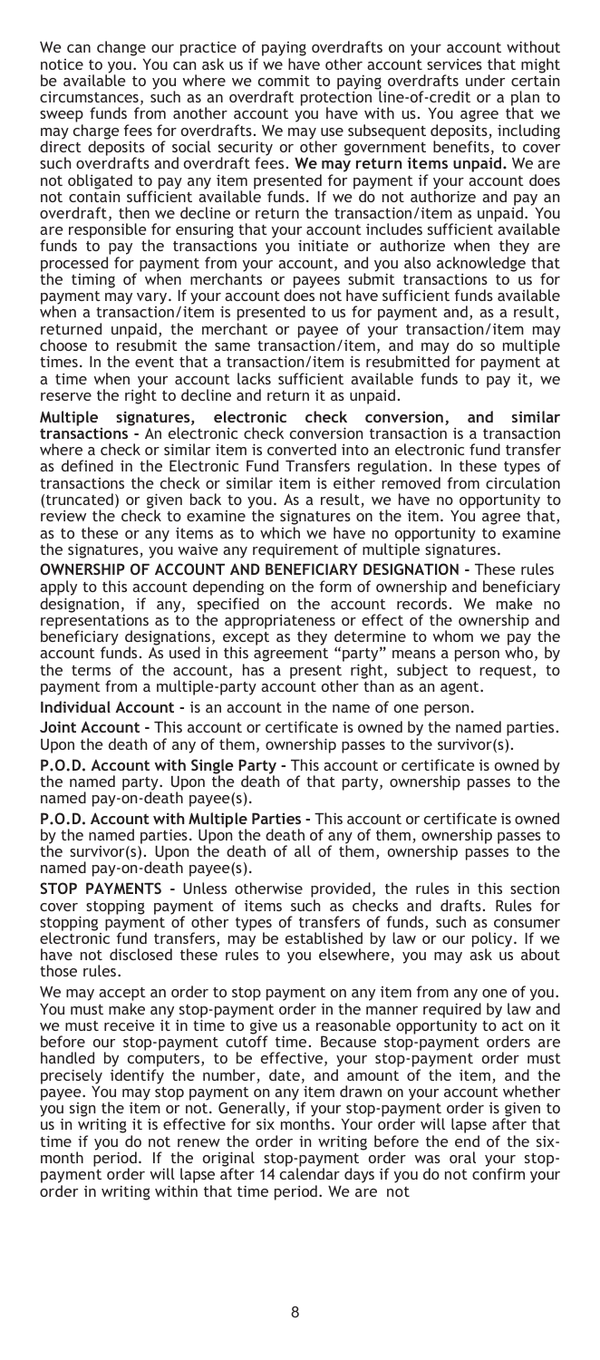We can change our practice of paying overdrafts on your account without notice to you. You can ask us if we have other account services that might be available to you where we commit to paying overdrafts under certain circumstances, such as an overdraft protection line-of-credit or a plan to sweep funds from another account you have with us. You agree that we may charge fees for overdrafts. We may use subsequent deposits, including direct deposits of social security or other government benefits, to cover such overdrafts and overdraft fees. **We may return items unpaid.** We are not obligated to pay any item presented for payment if your account does not contain sufficient available funds. If we do not authorize and pay an overdraft, then we decline or return the transaction/item as unpaid. You are responsible for ensuring that your account includes sufficient available funds to pay the transactions you initiate or authorize when they are processed for payment from your account, and you also acknowledge that the timing of when merchants or payees submit transactions to us for payment may vary. If your account does not have sufficient funds available when a transaction/item is presented to us for payment and, as a result, returned unpaid, the merchant or payee of your transaction/item may choose to resubmit the same transaction/item, and may do so multiple times. In the event that a transaction/item is resubmitted for payment at a time when your account lacks sufficient available funds to pay it, we reserve the right to decline and return it as unpaid.

**Multiple signatures, electronic check conversion, and similar transactions -** An electronic check conversion transaction is a transaction where a check or similar item is converted into an electronic fund transfer as defined in the Electronic Fund Transfers regulation. In these types of transactions the check or similar item is either removed from circulation (truncated) or given back to you. As a result, we have no opportunity to review the check to examine the signatures on the item. You agree that, as to these or any items as to which we have no opportunity to examine the signatures, you waive any requirement of multiple signatures.

**OWNERSHIP OF ACCOUNT AND BENEFICIARY DESIGNATION -** These rules apply to this account depending on the form of ownership and beneficiary designation, if any, specified on the account records. We make no representations as to the appropriateness or effect of the ownership and beneficiary designations, except as they determine to whom we pay the account funds. As used in this agreement "party" means a person who, by the terms of the account, has a present right, subject to request, to payment from a multiple-party account other than as an agent.

**Individual Account -** is an account in the name of one person.

**Joint Account -** This account or certificate is owned by the named parties. Upon the death of any of them, ownership passes to the survivor(s).

**P.O.D. Account with Single Party -** This account or certificate is owned by the named party. Upon the death of that party, ownership passes to the named pay-on-death payee(s).

**P.O.D. Account with Multiple Parties -** This account or certificate is owned by the named parties. Upon the death of any of them, ownership passes to the survivor(s). Upon the death of all of them, ownership passes to the named pay-on-death payee(s).

**STOP PAYMENTS -** Unless otherwise provided, the rules in this section cover stopping payment of items such as checks and drafts. Rules for stopping payment of other types of transfers of funds, such as consumer electronic fund transfers, may be established by law or our policy. If we have not disclosed these rules to you elsewhere, you may ask us about those rules.

We may accept an order to stop payment on any item from any one of you. You must make any stop-payment order in the manner required by law and we must receive it in time to give us a reasonable opportunity to act on it before our stop-payment cutoff time. Because stop-payment orders are handled by computers, to be effective, your stop-payment order must precisely identify the number, date, and amount of the item, and the payee. You may stop payment on any item drawn on your account whether you sign the item or not. Generally, if your stop-payment order is given to us in writing it is effective for six months. Your order will lapse after that time if you do not renew the order in writing before the end of the six-month period. If the original stop-payment order was oral your stop-payment order will lapse after 14 calendar days if you do not confirm your order in writing within that time period. We are not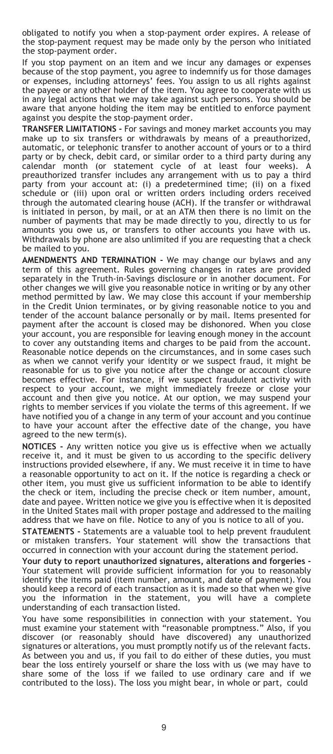obligated to notify you when a stop-payment order expires. A release of the stop-payment request may be made only by the person who initiated the stop-payment order.

If you stop payment on an item and we incur any damages or expenses because of the stop payment, you agree to indemnify us for those damages or expenses, including attorneys' fees. You assign to us all rights against the payee or any other holder of the item. You agree to cooperate with us in any legal actions that we may take against such persons. You should be aware that anyone holding the item may be entitled to enforce payment against you despite the stop-payment order.

**TRANSFER LIMITATIONS -** For savings and money market accounts you may make up to six transfers or withdrawals by means of a preauthorized, automatic, or telephonic transfer to another account of yours or to a third party or by check, debit card, or similar order to a third party during any calendar month (or statement cycle of at least four weeks). A preauthorized transfer includes any arrangement with us to pay a third party from your account at: (i) a predetermined time; (ii) on a fixed schedule or (iii) upon oral or written orders including orders received through the automated clearing house (ACH). If the transfer or withdrawal is initiated in person, by mail, or at an ATM then there is no limit on the number of payments that may be made directly to you, directly to us for amounts you owe us, or transfers to other accounts you have with us. Withdrawals by phone are also unlimited if you are requesting that a check be mailed to you.

**AMENDMENTS AND TERMINATION -** We may change our bylaws and any term of this agreement. Rules governing changes in rates are provided separately in the Truth-in-Savings disclosure or in another document. For other changes we will give you reasonable notice in writing or by any other method permitted by law. We may close this account if your membership in the Credit Union terminates, or by giving reasonable notice to you and tender of the account balance personally or by mail. Items presented for payment after the account is closed may be dishonored. When you close your account, you are responsible for leaving enough money in the account to cover any outstanding items and charges to be paid from the account. Reasonable notice depends on the circumstances, and in some cases such as when we cannot verify your identity or we suspect fraud, it might be reasonable for us to give you notice after the change or account closure becomes effective. For instance, if we suspect fraudulent activity with respect to your account, we might immediately freeze or close your account and then give you notice. At our option, we may suspend your rights to member services if you violate the terms of this agreement. If we have notified you of a change in any term of your account and you continue to have your account after the effective date of the change, you have agreed to the new term(s).

**NOTICES -** Any written notice you give us is effective when we actually receive it, and it must be given to us according to the specific delivery instructions provided elsewhere, if any. We must receive it in time to have a reasonable opportunity to act on it. If the notice is regarding a check or other item, you must give us sufficient information to be able to identify the check or item, including the precise check or item number, amount, date and payee. Written notice we give you is effective when it is deposited in the United States mail with proper postage and addressed to the mailing address that we have on file. Notice to any of you is notice to all of you.

**STATEMENTS -** Statements are a valuable tool to help prevent fraudulent or mistaken transfers. Your statement will show the transactions that occurred in connection with your account during the statement period.

**Your duty to report unauthorized signatures, alterations and forgeries -** Your statement will provide sufficient information for you to reasonably identify the items paid (item number, amount, and date of payment). You should keep a record of each transaction as it is made so that when we give you the information in the statement, you will have a complete understanding of each transaction listed.

You have some responsibilities in connection with your statement. You must examine your statement with "reasonable promptness." Also, if you discover (or reasonably should have discovered) any unauthorized signatures or alterations, you must promptly notify us of the relevant facts. As between you and us, if you fail to do either of these duties, you must bear the loss entirely yourself or share the loss with us (we may have to share some of the loss if we failed to use ordinary care and if we contributed to the loss). The loss you might bear, in whole or part, could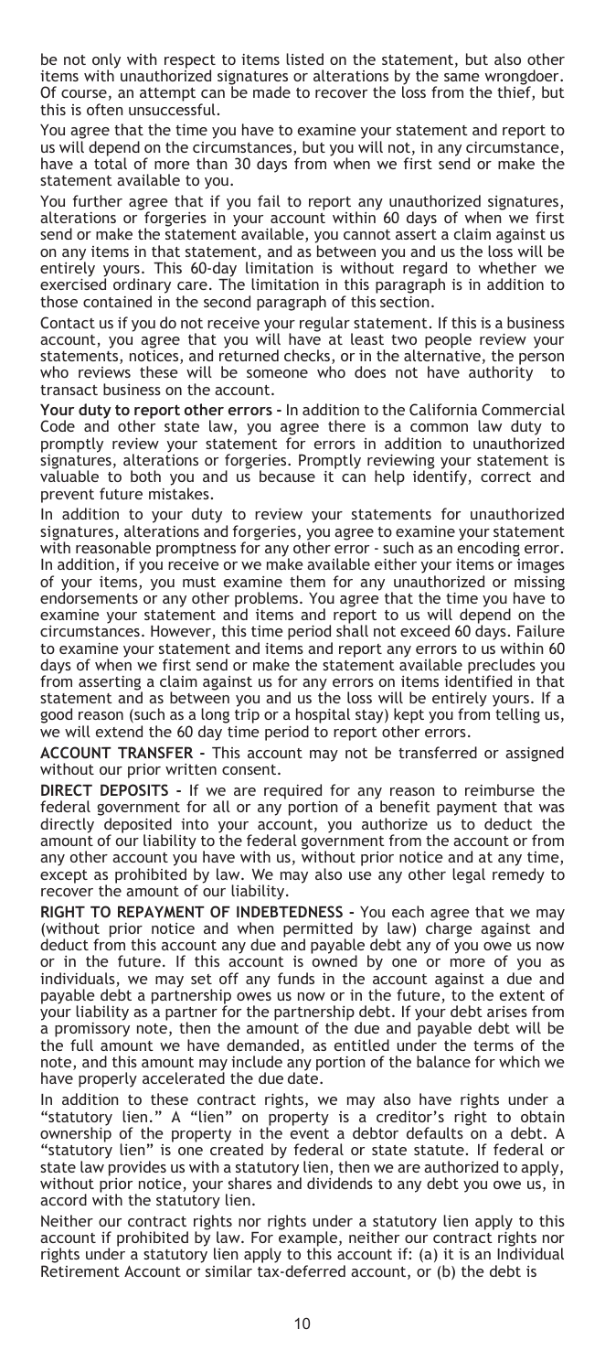be not only with respect to items listed on the statement, but also other items with unauthorized signatures or alterations by the same wrongdoer. Of course, an attempt can be made to recover the loss from the thief, but this is often unsuccessful.

You agree that the time you have to examine your statement and report to us will depend on the circumstances, but you will not, in any circumstance, have a total of more than 30 days from when we first send or make the statement available to you.

You further agree that if you fail to report any unauthorized signatures, alterations or forgeries in your account within 60 days of when we first send or make the statement available, you cannot assert a claim against us on any items in that statement, and as between you and us the loss will be entirely yours. This 60-day limitation is without regard to whether we exercised ordinary care. The limitation in this paragraph is in addition to those contained in the second paragraph of this section.

Contact us if you do not receive your regular statement. If this is a business account, you agree that you will have at least two people review your statements, notices, and returned checks, or in the alternative, the person who reviews these will be someone who does not have authority to transact business on the account.

**Your duty to report other errors -** In addition to the California Commercial Code and other state law, you agree there is a common law duty to promptly review your statement for errors in addition to unauthorized signatures, alterations or forgeries. Promptly reviewing your statement is valuable to both you and us because it can help identify, correct and prevent future mistakes.

In addition to your duty to review your statements for unauthorized signatures, alterations and forgeries, you agree to examine your statement with reasonable promptness for any other error - such as an encoding error. In addition, if you receive or we make available either your items or images of your items, you must examine them for any unauthorized or missing endorsements or any other problems. You agree that the time you have to examine your statement and items and report to us will depend on the circumstances. However, this time period shall not exceed 60 days. Failure to examine your statement and items and report any errors to us within 60 days of when we first send or make the statement available precludes you from asserting a claim against us for any errors on items identified in that statement and as between you and us the loss will be entirely yours. If a good reason (such as a long trip or a hospital stay) kept you from telling us, we will extend the 60 day time period to report other errors.

**ACCOUNT TRANSFER -** This account may not be transferred or assigned without our prior written consent.

**DIRECT DEPOSITS -** If we are required for any reason to reimburse the federal government for all or any portion of a benefit payment that was directly deposited into your account, you authorize us to deduct the amount of our liability to the federal government from the account or from any other account you have with us, without prior notice and at any time, except as prohibited by law. We may also use any other legal remedy to recover the amount of our liability.

**RIGHT TO REPAYMENT OF INDEBTEDNESS -** You each agree that we may (without prior notice and when permitted by law) charge against and deduct from this account any due and payable debt any of you owe us now or in the future. If this account is owned by one or more of you as individuals, we may set off any funds in the account against a due and payable debt a partnership owes us now or in the future, to the extent of your liability as a partner for the partnership debt. If your debt arises from a promissory note, then the amount of the due and payable debt will be the full amount we have demanded, as entitled under the terms of the note, and this amount may include any portion of the balance for which we have properly accelerated the due date.

In addition to these contract rights, we may also have rights under a "statutory lien." A "lien" on property is a creditor's right to obtain ownership of the property in the event a debtor defaults on a debt. A "statutory lien" is one created by federal or state statute. If federal or state law provides us with a statutory lien, then we are authorized to apply, without prior notice, your shares and dividends to any debt you owe us, in accord with the statutory lien.

Neither our contract rights nor rights under a statutory lien apply to this account if prohibited by law. For example, neither our contract rights nor rights under a statutory lien apply to this account if: (a) it is an Individual Retirement Account or similar tax-deferred account, or (b) the debt is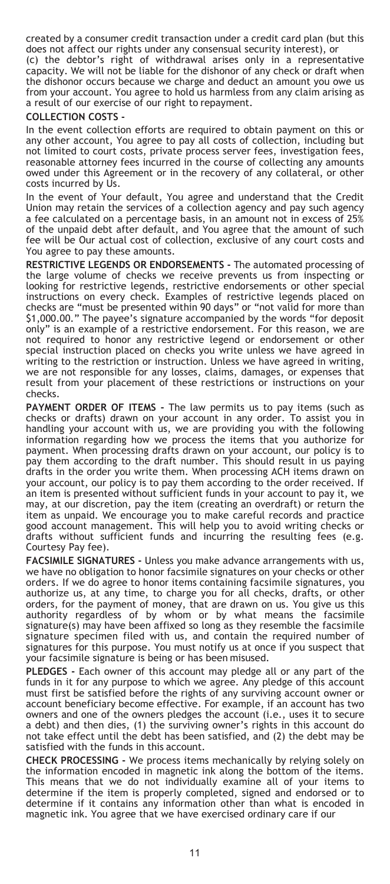created by a consumer credit transaction under a credit card plan (but this does not affect our rights under any consensual security interest), or

(c) the debtor's right of withdrawal arises only in a representative capacity. We will not be liable for the dishonor of any check or draft when the dishonor occurs because we charge and deduct an amount you owe us from your account. You agree to hold us harmless from any claim arising as a result of our exercise of our right to repayment.

**COLLECTION COSTS -**

In the event collection efforts are required to obtain payment on this or any other account, You agree to pay all costs of collection, including but not limited to court costs, private process server fees, investigation fees, reasonable attorney fees incurred in the course of collecting any amounts owed under this Agreement or in the recovery of any collateral, or other costs incurred by Us.

In the event of Your default, You agree and understand that the Credit Union may retain the services of a collection agency and pay such agency a fee calculated on a percentage basis, in an amount not in excess of 25% of the unpaid debt after default, and You agree that the amount of such fee will be Our actual cost of collection, exclusive of any court costs and You agree to pay these amounts.

**RESTRICTIVE LEGENDS OR ENDORSEMENTS -** The automated processing of the large volume of checks we receive prevents us from inspecting or looking for restrictive legends, restrictive endorsements or other special instructions on every check. Examples of restrictive legends placed on checks are "must be presented within 90 days" or "not valid for more than $1,000.00." The payee's signature accompanied by the words "for deposit only" is an example of a restrictive endorsement. For this reason, we are not required to honor any restrictive legend or endorsement or other special instruction placed on checks you write unless we have agreed in writing to the restriction or instruction. Unless we have agreed in writing, we are not responsible for any losses, claims, damages, or expenses that result from your placement of these restrictions or instructions on your checks.

**PAYMENT ORDER OF ITEMS -** The law permits us to pay items (such as checks or drafts) drawn on your account in any order. To assist you in handling your account with us, we are providing you with the following information regarding how we process the items that you authorize for payment. When processing drafts drawn on your account, our policy is to pay them according to the draft number. This should result in us paying drafts in the order you write them. When processing ACH items drawn on your account, our policy is to pay them according to the order received. If an item is presented without sufficient funds in your account to pay it, we may, at our discretion, pay the item (creating an overdraft) or return the item as unpaid. We encourage you to make careful records and practice good account management. This will help you to avoid writing checks or drafts without sufficient funds and incurring the resulting fees (e.g. Courtesy Pay fee).

**FACSIMILE SIGNATURES -** Unless you make advance arrangements with us, we have no obligation to honor facsimile signatures on your checks or other orders. If we do agree to honor items containing facsimile signatures, you authorize us, at any time, to charge you for all checks, drafts, or other orders, for the payment of money, that are drawn on us. You give us this authority regardless of by whom or by what means the facsimile signature(s) may have been affixed so long as they resemble the facsimile signature specimen filed with us, and contain the required number of signatures for this purpose. You must notify us at once if you suspect that your facsimile signature is being or has been misused.

**PLEDGES -** Each owner of this account may pledge all or any part of the funds in it for any purpose to which we agree. Any pledge of this account must first be satisfied before the rights of any surviving account owner or account beneficiary become effective. For example, if an account has two owners and one of the owners pledges the account (i.e., uses it to secure a debt) and then dies, (1) the surviving owner's rights in this account do not take effect until the debt has been satisfied, and (2) the debt may be satisfied with the funds in this account.

**CHECK PROCESSING -** We process items mechanically by relying solely on the information encoded in magnetic ink along the bottom of the items. This means that we do not individually examine all of your items to determine if the item is properly completed, signed and endorsed or to determine if it contains any information other than what is encoded in magnetic ink. You agree that we have exercised ordinary care if our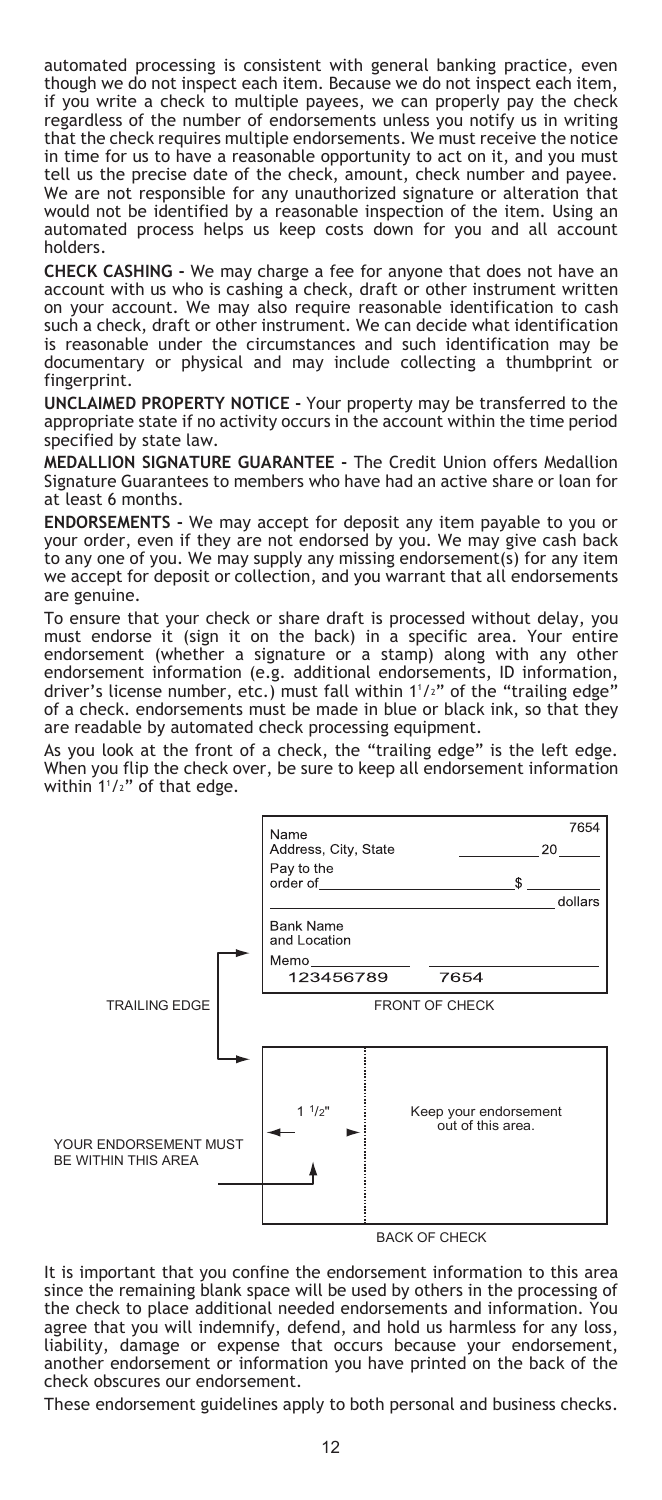automated processing is consistent with general banking practice, even though we do not inspect each item. Because we do not inspect each item, if you write a check to multiple payees, we can properly pay the check regardless of the number of endorsements unless you notify us in writing that the check requires multiple endorsements. We must receive the notice in time for us to have a reasonable opportunity to act on it, and you must tell us the precise date of the check, amount, check number and payee. We are not responsible for any unauthorized signature or alteration that would not be identified by a reasonable inspection of the item. Using an automated process helps us keep costs down for you and all account holders.

**CHECK CASHING -** We may charge a fee for anyone that does not have an account with us who is cashing a check, draft or other instrument written on your account. We may also require reasonable identification to cash such a check, draft or other instrument. We can decide what identification is reasonable under the circumstances and such identification may be documentary or physical and may include collecting a thumbprint or fingerprint.

**UNCLAIMED PROPERTY NOTICE -** Your property may be transferred to the appropriate state if no activity occurs in the account within the time period specified by state law.

**MEDALLION SIGNATURE GUARANTEE -** The Credit Union offers Medallion Signature Guarantees to members who have had an active share or loan for at least 6 months.

**ENDORSEMENTS -** We may accept for deposit any item payable to you or your order, even if they are not endorsed by you. We may give cash back to any one of you. We may supply any missing endorsement(s) for any item we accept for deposit or collection, and you warrant that all endorsements are genuine.

To ensure that your check or share draft is processed without delay, you must endorse it (sign it on the back) in a specific area. Your entire endorsement (whether a signature or a stamp) along with any other endorsement information (e.g. additional endorsements, ID information, driver's license number, etc.) must fall within 1 1/2" of the "trailing edge" of a check. endorsements must be made in blue or black ink, so that they are readable by automated check processing equipment.

As you look at the front of a check, the "trailing edge" is the left edge. When you flip the check over, be sure to keep all endorsement information within 1 1/2" of that edge.

Name
Address, City, State
7654
20
Pay to the order of $
dollars
Bank Name and Location
Memo
123456789 7654

TRAILING EDGE

FRONT OF CHECK

1 1/2"

Keep your endorsement out of this area.

YOUR ENDORSEMENT MUST BE WITHIN THIS AREA

BACK OF CHECK

It is important that you confine the endorsement information to this area since the remaining blank space will be used by others in the processing of the check to place additional needed endorsements and information. You agree that you will indemnify, defend, and hold us harmless for any loss, liability, damage or expense that occurs because your endorsement, another endorsement or information you have printed on the back of the check obscures our endorsement.

These endorsement guidelines apply to both personal and business checks.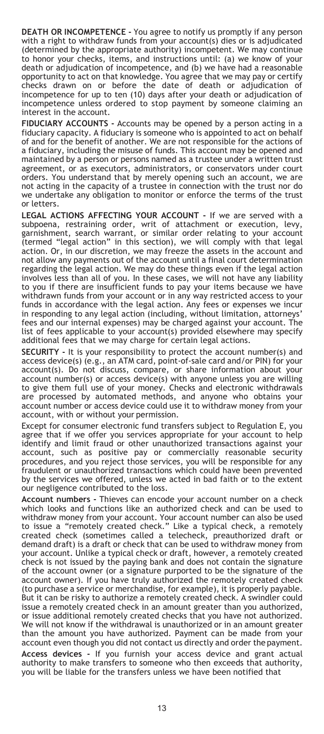**DEATH OR INCOMPETENCE -** You agree to notify us promptly if any person with a right to withdraw funds from your account(s) dies or is adjudicated (determined by the appropriate authority) incompetent. We may continue to honor your checks, items, and instructions until: (a) we know of your death or adjudication of incompetence, and (b) we have had a reasonable opportunity to act on that knowledge. You agree that we may pay or certify checks drawn on or before the date of death or adjudication of incompetence for up to ten (10) days after your death or adjudication of incompetence unless ordered to stop payment by someone claiming an interest in the account.

**FIDUCIARY ACCOUNTS -** Accounts may be opened by a person acting in a fiduciary capacity. A fiduciary is someone who is appointed to act on behalf of and for the benefit of another. We are not responsible for the actions of a fiduciary, including the misuse of funds. This account may be opened and maintained by a person or persons named as a trustee under a written trust agreement, or as executors, administrators, or conservators under court orders. You understand that by merely opening such an account, we are not acting in the capacity of a trustee in connection with the trust nor do we undertake any obligation to monitor or enforce the terms of the trust or letters.

**LEGAL ACTIONS AFFECTING YOUR ACCOUNT -** If we are served with a subpoena, restraining order, writ of attachment or execution, levy, garnishment, search warrant, or similar order relating to your account (termed "legal action" in this section), we will comply with that legal action. Or, in our discretion, we may freeze the assets in the account and not allow any payments out of the account until a final court determination regarding the legal action. We may do these things even if the legal action involves less than all of you. In these cases, we will not have any liability to you if there are insufficient funds to pay your items because we have withdrawn funds from your account or in any way restricted access to your funds in accordance with the legal action. Any fees or expenses we incur in responding to any legal action (including, without limitation, attorneys' fees and our internal expenses) may be charged against your account. The list of fees applicable to your account(s) provided elsewhere may specify additional fees that we may charge for certain legal actions.

**SECURITY -** It is your responsibility to protect the account number(s) and access device(s) (e.g., an ATM card, point-of-sale card and/or PIN) for your account(s). Do not discuss, compare, or share information about your account number(s) or access device(s) with anyone unless you are willing to give them full use of your money. Checks and electronic withdrawals are processed by automated methods, and anyone who obtains your account number or access device could use it to withdraw money from your account, with or without your permission.

Except for consumer electronic fund transfers subject to Regulation E, you agree that if we offer you services appropriate for your account to help identify and limit fraud or other unauthorized transactions against your account, such as positive pay or commercially reasonable security procedures, and you reject those services, you will be responsible for any fraudulent or unauthorized transactions which could have been prevented by the services we offered, unless we acted in bad faith or to the extent our negligence contributed to the loss.

**Account numbers -** Thieves can encode your account number on a check which looks and functions like an authorized check and can be used to withdraw money from your account. Your account number can also be used to issue a "remotely created check." Like a typical check, a remotely created check (sometimes called a telecheck, preauthorized draft or demand draft) is a draft or check that can be used to withdraw money from your account. Unlike a typical check or draft, however, a remotely created check is not issued by the paying bank and does not contain the signature of the account owner (or a signature purported to be the signature of the account owner). If you have truly authorized the remotely created check (to purchase a service or merchandise, for example), it is properly payable. But it can be risky to authorize a remotely created check. A swindler could issue a remotely created check in an amount greater than you authorized, or issue additional remotely created checks that you have not authorized. We will not know if the withdrawal is unauthorized or in an amount greater than the amount you have authorized. Payment can be made from your account even though you did not contact us directly and order the payment.

**Access devices -** If you furnish your access device and grant actual authority to make transfers to someone who then exceeds that authority, you will be liable for the transfers unless we have been notified that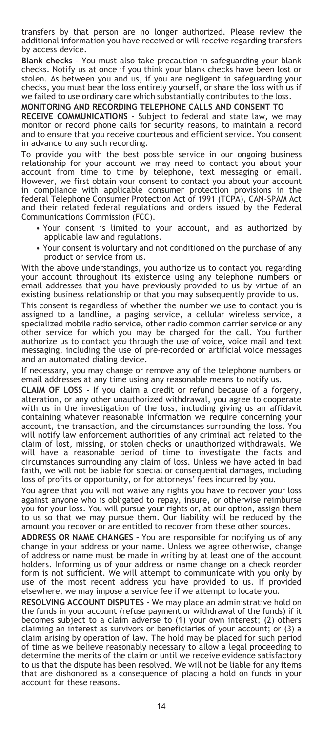transfers by that person are no longer authorized. Please review the additional information you have received or will receive regarding transfers by access device.

**Blank checks -** You must also take precaution in safeguarding your blank checks. Notify us at once if you think your blank checks have been lost or stolen. As between you and us, if you are negligent in safeguarding your checks, you must bear the loss entirely yourself, or share the loss with us if we failed to use ordinary care which substantially contributes to the loss.

**MONITORING AND RECORDING TELEPHONE CALLS AND CONSENT TO RECEIVE COMMUNICATIONS -** Subject to federal and state law, we may monitor or record phone calls for security reasons, to maintain a record and to ensure that you receive courteous and efficient service. You consent in advance to any such recording.

To provide you with the best possible service in our ongoing business relationship for your account we may need to contact you about your account from time to time by telephone, text messaging or email. However, we first obtain your consent to contact you about your account in compliance with applicable consumer protection provisions in the federal Telephone Consumer Protection Act of 1991 (TCPA), CAN-SPAM Act and their related federal regulations and orders issued by the Federal Communications Commission (FCC).

- Your consent is limited to your account, and as authorized by applicable law and regulations.
- Your consent is voluntary and not conditioned on the purchase of any product or service from us.

With the above understandings, you authorize us to contact you regarding your account throughout its existence using any telephone numbers or email addresses that you have previously provided to us by virtue of an existing business relationship or that you may subsequently provide to us.

This consent is regardless of whether the number we use to contact you is assigned to a landline, a paging service, a cellular wireless service, a specialized mobile radio service, other radio common carrier service or any other service for which you may be charged for the call. You further authorize us to contact you through the use of voice, voice mail and text messaging, including the use of pre-recorded or artificial voice messages and an automated dialing device.

If necessary, you may change or remove any of the telephone numbers or email addresses at any time using any reasonable means to notify us.

**CLAIM OF LOSS -** If you claim a credit or refund because of a forgery, alteration, or any other unauthorized withdrawal, you agree to cooperate with us in the investigation of the loss, including giving us an affidavit containing whatever reasonable information we require concerning your account, the transaction, and the circumstances surrounding the loss. You will notify law enforcement authorities of any criminal act related to the claim of lost, missing, or stolen checks or unauthorized withdrawals. We will have a reasonable period of time to investigate the facts and circumstances surrounding any claim of loss. Unless we have acted in bad faith, we will not be liable for special or consequential damages, including loss of profits or opportunity, or for attorneys' fees incurred by you.

You agree that you will not waive any rights you have to recover your loss against anyone who is obligated to repay, insure, or otherwise reimburse you for your loss. You will pursue your rights or, at our option, assign them to us so that we may pursue them. Our liability will be reduced by the amount you recover or are entitled to recover from these other sources.

**ADDRESS OR NAME CHANGES -** You are responsible for notifying us of any change in your address or your name. Unless we agree otherwise, change of address or name must be made in writing by at least one of the account holders. Informing us of your address or name change on a check reorder form is not sufficient. We will attempt to communicate with you only by use of the most recent address you have provided to us. If provided elsewhere, we may impose a service fee if we attempt to locate you.

**RESOLVING ACCOUNT DISPUTES -** We may place an administrative hold on the funds in your account (refuse payment or withdrawal of the funds) if it becomes subject to a claim adverse to (1) your own interest; (2) others claiming an interest as survivors or beneficiaries of your account; or (3) a claim arising by operation of law. The hold may be placed for such period of time as we believe reasonably necessary to allow a legal proceeding to determine the merits of the claim or until we receive evidence satisfactory to us that the dispute has been resolved. We will not be liable for any items that are dishonored as a consequence of placing a hold on funds in your account for these reasons.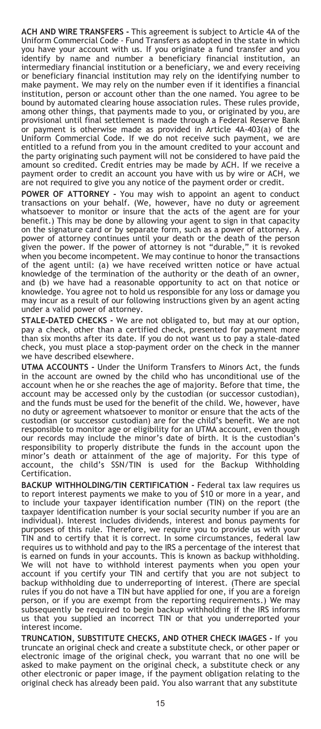**ACH AND WIRE TRANSFERS -** This agreement is subject to Article 4A of the Uniform Commercial Code - Fund Transfers as adopted in the state in which you have your account with us. If you originate a fund transfer and you identify by name and number a beneficiary financial institution, an intermediary financial institution or a beneficiary, we and every receiving or beneficiary financial institution may rely on the identifying number to make payment. We may rely on the number even if it identifies a financial institution, person or account other than the one named. You agree to be bound by automated clearing house association rules. These rules provide, among other things, that payments made to you, or originated by you, are provisional until final settlement is made through a Federal Reserve Bank or payment is otherwise made as provided in Article 4A-403(a) of the Uniform Commercial Code. If we do not receive such payment, we are entitled to a refund from you in the amount credited to your account and the party originating such payment will not be considered to have paid the amount so credited. Credit entries may be made by ACH. If we receive a payment order to credit an account you have with us by wire or ACH, we are not required to give you any notice of the payment order or credit.

**POWER OF ATTORNEY -** You may wish to appoint an agent to conduct transactions on your behalf. (We, however, have no duty or agreement whatsoever to monitor or insure that the acts of the agent are for your benefit.) This may be done by allowing your agent to sign in that capacity on the signature card or by separate form, such as a power of attorney. A power of attorney continues until your death or the death of the person given the power. If the power of attorney is not "durable," it is revoked when you become incompetent. We may continue to honor the transactions of the agent until: (a) we have received written notice or have actual knowledge of the termination of the authority or the death of an owner, and (b) we have had a reasonable opportunity to act on that notice or knowledge. You agree not to hold us responsible for any loss or damage you may incur as a result of our following instructions given by an agent acting under a valid power of attorney.

**STALE-DATED CHECKS -** We are not obligated to, but may at our option, pay a check, other than a certified check, presented for payment more than six months after its date. If you do not want us to pay a stale-dated check, you must place a stop-payment order on the check in the manner we have described elsewhere.

**UTMA ACCOUNTS -** Under the Uniform Transfers to Minors Act, the funds in the account are owned by the child who has unconditional use of the account when he or she reaches the age of majority. Before that time, the account may be accessed only by the custodian (or successor custodian), and the funds must be used for the benefit of the child. We, however, have no duty or agreement whatsoever to monitor or ensure that the acts of the custodian (or successor custodian) are for the child's benefit. We are not responsible to monitor age or eligibility for an UTMA account, even though our records may include the minor's date of birth. It is the custodian's responsibility to properly distribute the funds in the account upon the minor's death or attainment of the age of majority. For this type of account, the child's SSN/TIN is used for the Backup Withholding Certification.

**BACKUP WITHHOLDING/TIN CERTIFICATION -** Federal tax law requires us to report interest payments we make to you of $10 or more in a year, and to include your taxpayer identification number (TIN) on the report (the taxpayer identification number is your social security number if you are an individual). Interest includes dividends, interest and bonus payments for purposes of this rule. Therefore, we require you to provide us with your TIN and to certify that it is correct. In some circumstances, federal law requires us to withhold and pay to the IRS a percentage of the interest that is earned on funds in your accounts. This is known as backup withholding. We will not have to withhold interest payments when you open your account if you certify your TIN and certify that you are not subject to backup withholding due to underreporting of interest. (There are special rules if you do not have a TIN but have applied for one, if you are a foreign person, or if you are exempt from the reporting requirements.) We may subsequently be required to begin backup withholding if the IRS informs us that you supplied an incorrect TIN or that you underreported your interest income.

**TRUNCATION, SUBSTITUTE CHECKS, AND OTHER CHECK IMAGES -** If you truncate an original check and create a substitute check, or other paper or electronic image of the original check, you warrant that no one will be asked to make payment on the original check, a substitute check or any other electronic or paper image, if the payment obligation relating to the original check has already been paid. You also warrant that any substitute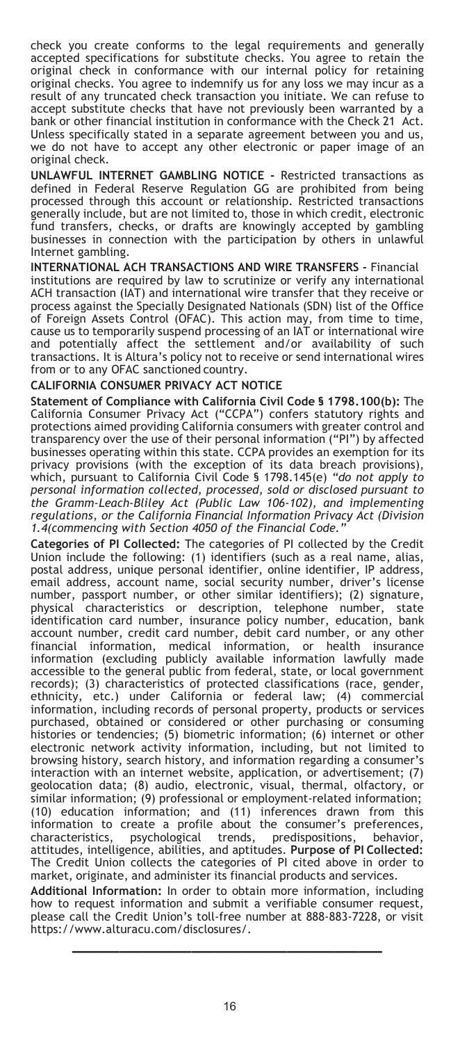check you create conforms to the legal requirements and generally accepted specifications for substitute checks. You agree to retain the original check in conformance with our internal policy for retaining original checks. You agree to indemnify us for any loss we may incur as a result of any truncated check transaction you initiate. We can refuse to accept substitute checks that have not previously been warranted by a bank or other financial institution in conformance with the Check 21 Act. Unless specifically stated in a separate agreement between you and us, we do not have to accept any other electronic or paper image of an original check.

**UNLAWFUL INTERNET GAMBLING NOTICE -** Restricted transactions as defined in Federal Reserve Regulation GG are prohibited from being processed through this account or relationship. Restricted transactions generally include, but are not limited to, those in which credit, electronic fund transfers, checks, or drafts are knowingly accepted by gambling businesses in connection with the participation by others in unlawful Internet gambling.

**INTERNATIONAL ACH TRANSACTIONS AND WIRE TRANSFERS -** Financial institutions are required by law to scrutinize or verify any international ACH transaction (IAT) and international wire transfer that they receive or process against the Specially Designated Nationals (SDN) list of the Office of Foreign Assets Control (OFAC). This action may, from time to time, cause us to temporarily suspend processing of an IAT or international wire and potentially affect the settlement and/or availability of such transactions. It is Altura's policy not to receive or send international wires from or to any OFAC sanctioned country.

**CALIFORNIA CONSUMER PRIVACY ACT NOTICE**

**Statement of Compliance with California Civil Code § 1798.100(b):** The California Consumer Privacy Act ("CCPA") confers statutory rights and protections aimed providing California consumers with greater control and transparency over the use of their personal information ("PI") by affected businesses operating within this state. CCPA provides an exemption for its privacy provisions (with the exception of its data breach provisions), which, pursuant to California Civil Code § 1798.145(e) *"do not apply to personal information collected, processed, sold or disclosed pursuant to the Gramm-Leach-Bliley Act (Public Law 106-102), and implementing regulations, or the California Financial Information Privacy Act (Division 1.4(commencing with Section 4050 of the Financial Code."*

**Categories of PI Collected:** The categories of PI collected by the Credit Union include the following: (1) identifiers (such as a real name, alias, postal address, unique personal identifier, online identifier, IP address, email address, account name, social security number, driver's license number, passport number, or other similar identifiers); (2) signature, physical characteristics or description, telephone number, state identification card number, insurance policy number, education, bank account number, credit card number, debit card number, or any other financial information, medical information, or health insurance information (excluding publicly available information lawfully made accessible to the general public from federal, state, or local government records); (3) characteristics of protected classifications (race, gender, ethnicity, etc.) under California or federal law; (4) commercial information, including records of personal property, products or services purchased, obtained or considered or other purchasing or consuming histories or tendencies; (5) biometric information; (6) internet or other electronic network activity information, including, but not limited to browsing history, search history, and information regarding a consumer's interaction with an internet website, application, or advertisement; (7) geolocation data; (8) audio, electronic, visual, thermal, olfactory, or similar information; (9) professional or employment-related information; (10) education information; and (11) inferences drawn from this information to create a profile about the consumer's preferences, characteristics, psychological trends, predispositions, behavior, attitudes, intelligence, abilities, and aptitudes. **Purpose of PI Collected:** The Credit Union collects the categories of PI cited above in order to market, originate, and administer its financial products and services.

**Additional Information:** In order to obtain more information, including how to request information and submit a verifiable consumer request, please call the Credit Union's toll-free number at 888-883-7228, or visit https://www.alturacu.com/disclosures/.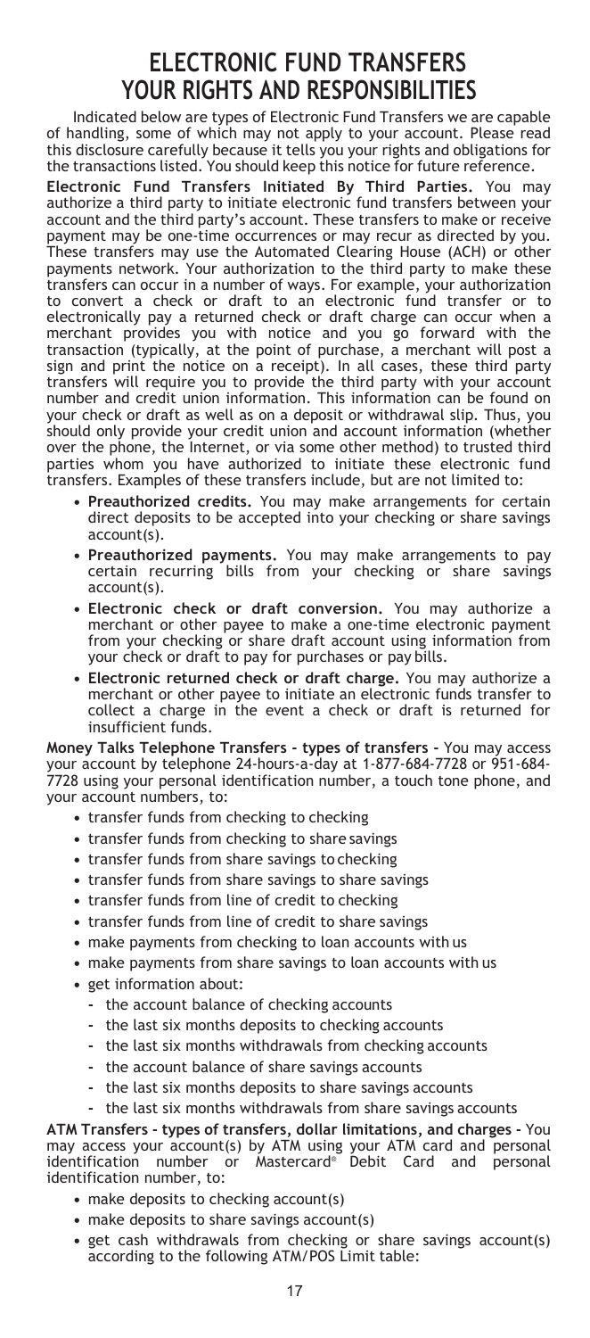# ELECTRONIC FUND TRANSFERS YOUR RIGHTS AND RESPONSIBILITIES

Indicated below are types of Electronic Fund Transfers we are capable of handling, some of which may not apply to your account. Please read this disclosure carefully because it tells you your rights and obligations for the transactions listed. You should keep this notice for future reference.

**Electronic Fund Transfers Initiated By Third Parties.** You may authorize a third party to initiate electronic fund transfers between your account and the third party's account. These transfers to make or receive payment may be one-time occurrences or may recur as directed by you. These transfers may use the Automated Clearing House (ACH) or other payments network. Your authorization to the third party to make these transfers can occur in a number of ways. For example, your authorization to convert a check or draft to an electronic fund transfer or to electronically pay a returned check or draft charge can occur when a merchant provides you with notice and you go forward with the transaction (typically, at the point of purchase, a merchant will post a sign and print the notice on a receipt). In all cases, these third party transfers will require you to provide the third party with your account number and credit union information. This information can be found on your check or draft as well as on a deposit or withdrawal slip. Thus, you should only provide your credit union and account information (whether over the phone, the Internet, or via some other method) to trusted third parties whom you have authorized to initiate these electronic fund transfers. Examples of these transfers include, but are not limited to:

- **Preauthorized credits.** You may make arrangements for certain direct deposits to be accepted into your checking or share savings account(s).
- **Preauthorized payments.** You may make arrangements to pay certain recurring bills from your checking or share savings account(s).
- **Electronic check or draft conversion.** You may authorize a merchant or other payee to make a one-time electronic payment from your checking or share draft account using information from your check or draft to pay for purchases or pay bills.
- **Electronic returned check or draft charge.** You may authorize a merchant or other payee to initiate an electronic funds transfer to collect a charge in the event a check or draft is returned for insufficient funds.

**Money Talks Telephone Transfers - types of transfers -** You may access your account by telephone 24-hours-a-day at 1-877-684-7728 or 951-684-7728 using your personal identification number, a touch tone phone, and your account numbers, to:

- transfer funds from checking to checking
- transfer funds from checking to share savings
- transfer funds from share savings to checking
- transfer funds from share savings to share savings
- transfer funds from line of credit to checking
- transfer funds from line of credit to share savings
- make payments from checking to loan accounts with us
- make payments from share savings to loan accounts with us
- get information about:
  - the account balance of checking accounts
  - the last six months deposits to checking accounts
  - the last six months withdrawals from checking accounts
  - the account balance of share savings accounts
  - the last six months deposits to share savings accounts
  - the last six months withdrawals from share savings accounts

**ATM Transfers - types of transfers, dollar limitations, and charges -** You may access your account(s) by ATM using your ATM card and personal identification number or Mastercard® Debit Card and personal identification number, to:

- make deposits to checking account(s)
- make deposits to share savings account(s)
- get cash withdrawals from checking or share savings account(s) according to the following ATM/POS Limit table: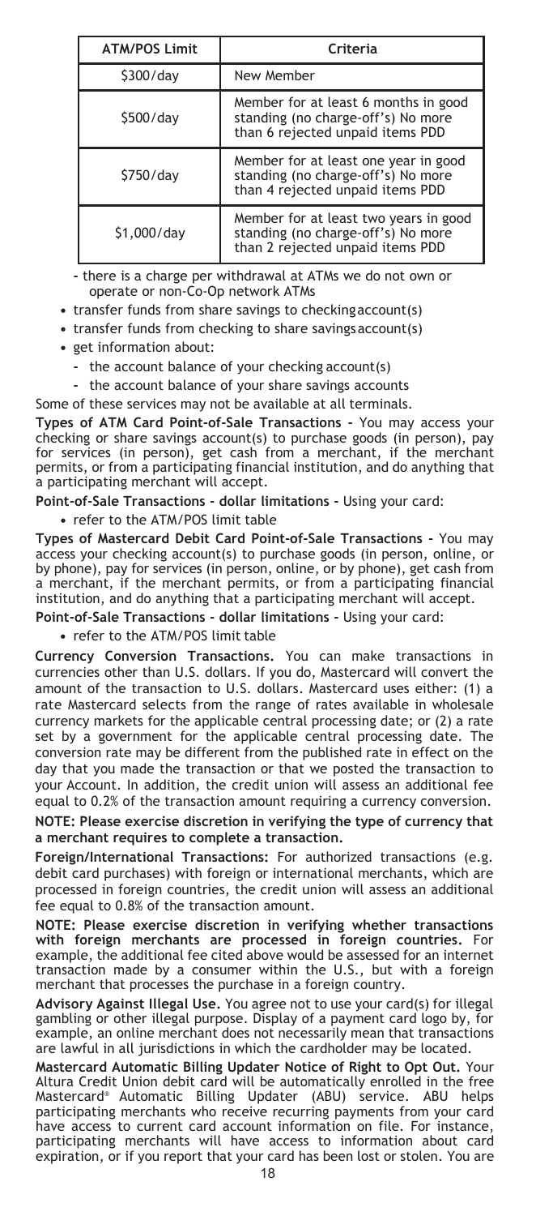| ATM/POS Limit | Criteria |
|---|---|
| $300/day | New Member |
| $500/day | Member for at least 6 months in good standing (no charge-off's) No more than 6 rejected unpaid items PDD |
| $750/day | Member for at least one year in good standing (no charge-off's) No more than 4 rejected unpaid items PDD |
| $1,000/day | Member for at least two years in good standing (no charge-off's) No more than 2 rejected unpaid items PDD |

- there is a charge per withdrawal at ATMs we do not own or operate or non-Co-Op network ATMs

- transfer funds from share savings to checking account(s)
- transfer funds from checking to share savings account(s)
- get information about:
  - the account balance of your checking account(s)
  - the account balance of your share savings accounts

Some of these services may not be available at all terminals.

**Types of ATM Card Point-of-Sale Transactions -** You may access your checking or share savings account(s) to purchase goods (in person), pay for services (in person), get cash from a merchant, if the merchant permits, or from a participating financial institution, and do anything that a participating merchant will accept.

**Point-of-Sale Transactions - dollar limitations -** Using your card:

- refer to the ATM/POS limit table

**Types of Mastercard Debit Card Point-of-Sale Transactions -** You may access your checking account(s) to purchase goods (in person, online, or by phone), pay for services (in person, online, or by phone), get cash from a merchant, if the merchant permits, or from a participating financial institution, and do anything that a participating merchant will accept.

**Point-of-Sale Transactions - dollar limitations -** Using your card:

- refer to the ATM/POS limit table

**Currency Conversion Transactions.** You can make transactions in currencies other than U.S. dollars. If you do, Mastercard will convert the amount of the transaction to U.S. dollars. Mastercard uses either: (1) a rate Mastercard selects from the range of rates available in wholesale currency markets for the applicable central processing date; or (2) a rate set by a government for the applicable central processing date. The conversion rate may be different from the published rate in effect on the day that you made the transaction or that we posted the transaction to your Account. In addition, the credit union will assess an additional fee equal to 0.2% of the transaction amount requiring a currency conversion.

**NOTE: Please exercise discretion in verifying the type of currency that a merchant requires to complete a transaction.**

**Foreign/International Transactions:** For authorized transactions (e.g. debit card purchases) with foreign or international merchants, which are processed in foreign countries, the credit union will assess an additional fee equal to 0.8% of the transaction amount.

**NOTE: Please exercise discretion in verifying whether transactions with foreign merchants are processed in foreign countries.** For example, the additional fee cited above would be assessed for an internet transaction made by a consumer within the U.S., but with a foreign merchant that processes the purchase in a foreign country.

**Advisory Against Illegal Use.** You agree not to use your card(s) for illegal gambling or other illegal purpose. Display of a payment card logo by, for example, an online merchant does not necessarily mean that transactions are lawful in all jurisdictions in which the cardholder may be located.

**Mastercard Automatic Billing Updater Notice of Right to Opt Out.** Your Altura Credit Union debit card will be automatically enrolled in the free Mastercard® Automatic Billing Updater (ABU) service. ABU helps participating merchants who receive recurring payments from your card have access to current card account information on file. For instance, participating merchants will have access to information about card expiration, or if you report that your card has been lost or stolen. You are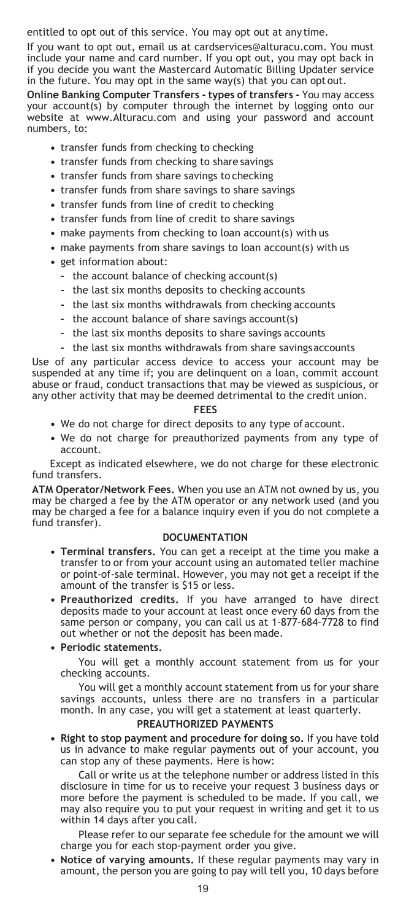entitled to opt out of this service. You may opt out at any time.

If you want to opt out, email us at cardservices@alturacu.com. You must include your name and card number. If you opt out, you may opt back in if you decide you want the Mastercard Automatic Billing Updater service in the future. You may opt in the same way(s) that you can opt out.

**Online Banking Computer Transfers - types of transfers -** You may access your account(s) by computer through the internet by logging onto our website at www.Alturacu.com and using your password and account numbers, to:

- transfer funds from checking to checking
- transfer funds from checking to share savings
- transfer funds from share savings to checking
- transfer funds from share savings to share savings
- transfer funds from line of credit to checking
- transfer funds from line of credit to share savings
- make payments from checking to loan account(s) with us
- make payments from share savings to loan account(s) with us
- get information about:
  - the account balance of checking account(s)
  - the last six months deposits to checking accounts
  - the last six months withdrawals from checking accounts
  - the account balance of share savings account(s)
  - the last six months deposits to share savings accounts
  - the last six months withdrawals from share savings accounts

Use of any particular access device to access your account may be suspended at any time if; you are delinquent on a loan, commit account abuse or fraud, conduct transactions that may be viewed as suspicious, or any other activity that may be deemed detrimental to the credit union.

## FEES

- We do not charge for direct deposits to any type of account.
- We do not charge for preauthorized payments from any type of account.

Except as indicated elsewhere, we do not charge for these electronic fund transfers.

**ATM Operator/Network Fees.** When you use an ATM not owned by us, you may be charged a fee by the ATM operator or any network used (and you may be charged a fee for a balance inquiry even if you do not complete a fund transfer).

## DOCUMENTATION

- **Terminal transfers.** You can get a receipt at the time you make a transfer to or from your account using an automated teller machine or point-of-sale terminal. However, you may not get a receipt if the amount of the transfer is $15 or less.
- **Preauthorized credits.** If you have arranged to have direct deposits made to your account at least once every 60 days from the same person or company, you can call us at 1-877-684-7728 to find out whether or not the deposit has been made.
- **Periodic statements.**

  You will get a monthly account statement from us for your checking accounts.

  You will get a monthly account statement from us for your share savings accounts, unless there are no transfers in a particular month. In any case, you will get a statement at least quarterly.

## PREAUTHORIZED PAYMENTS

- **Right to stop payment and procedure for doing so.** If you have told us in advance to make regular payments out of your account, you can stop any of these payments. Here is how:

  Call or write us at the telephone number or address listed in this disclosure in time for us to receive your request 3 business days or more before the payment is scheduled to be made. If you call, we may also require you to put your request in writing and get it to us within 14 days after you call.

  Please refer to our separate fee schedule for the amount we will charge you for each stop-payment order you give.

- **Notice of varying amounts.** If these regular payments may vary in amount, the person you are going to pay will tell you, 10 days before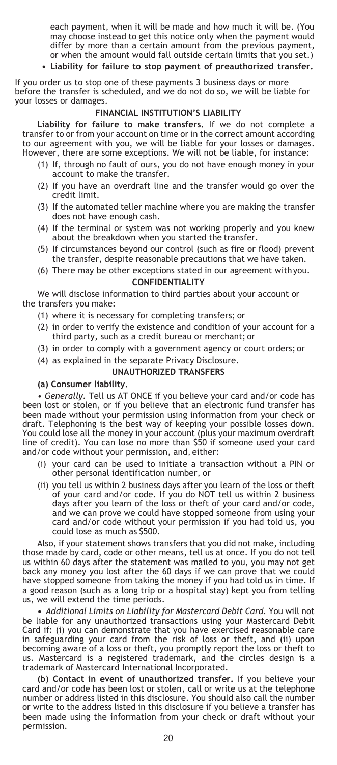each payment, when it will be made and how much it will be. (You may choose instead to get this notice only when the payment would differ by more than a certain amount from the previous payment, or when the amount would fall outside certain limits that you set.)

- **Liability for failure to stop payment of preauthorized transfer.**

If you order us to stop one of these payments 3 business days or more before the transfer is scheduled, and we do not do so, we will be liable for your losses or damages.

### FINANCIAL INSTITUTION'S LIABILITY

**Liability for failure to make transfers.** If we do not complete a transfer to or from your account on time or in the correct amount according to our agreement with you, we will be liable for your losses or damages. However, there are some exceptions. We will not be liable, for instance:

(1) If, through no fault of ours, you do not have enough money in your account to make the transfer.

(2) If you have an overdraft line and the transfer would go over the credit limit.

(3) If the automated teller machine where you are making the transfer does not have enough cash.

(4) If the terminal or system was not working properly and you knew about the breakdown when you started the transfer.

(5) If circumstances beyond our control (such as fire or flood) prevent the transfer, despite reasonable precautions that we have taken.

(6) There may be other exceptions stated in our agreement with you.

### CONFIDENTIALITY

We will disclose information to third parties about your account or the transfers you make:

(1) where it is necessary for completing transfers; or

(2) in order to verify the existence and condition of your account for a third party, such as a credit bureau or merchant; or

(3) in order to comply with a government agency or court orders; or

(4) as explained in the separate Privacy Disclosure.

### UNAUTHORIZED TRANSFERS

**(a) Consumer liability.**

• *Generally*. Tell us AT ONCE if you believe your card and/or code has been lost or stolen, or if you believe that an electronic fund transfer has been made without your permission using information from your check or draft. Telephoning is the best way of keeping your possible losses down. You could lose all the money in your account (plus your maximum overdraft line of credit). You can lose no more than $50 if someone used your card and/or code without your permission, and, either:

(i) your card can be used to initiate a transaction without a PIN or other personal identification number, or

(ii) you tell us within 2 business days after you learn of the loss or theft of your card and/or code. If you do NOT tell us within 2 business days after you learn of the loss or theft of your card and/or code, and we can prove we could have stopped someone from using your card and/or code without your permission if you had told us, you could lose as much as $500.

Also, if your statement shows transfers that you did not make, including those made by card, code or other means, tell us at once. If you do not tell us within 60 days after the statement was mailed to you, you may not get back any money you lost after the 60 days if we can prove that we could have stopped someone from taking the money if you had told us in time. If a good reason (such as a long trip or a hospital stay) kept you from telling us, we will extend the time periods.

• *Additional Limits on Liability for Mastercard Debit Card.* You will not be liable for any unauthorized transactions using your Mastercard Debit Card if: (i) you can demonstrate that you have exercised reasonable care in safeguarding your card from the risk of loss or theft, and (ii) upon becoming aware of a loss or theft, you promptly report the loss or theft to us. Mastercard is a registered trademark, and the circles design is a trademark of Mastercard International Incorporated.

**(b) Contact in event of unauthorized transfer.** If you believe your card and/or code has been lost or stolen, call or write us at the telephone number or address listed in this disclosure. You should also call the number or write to the address listed in this disclosure if you believe a transfer has been made using the information from your check or draft without your permission.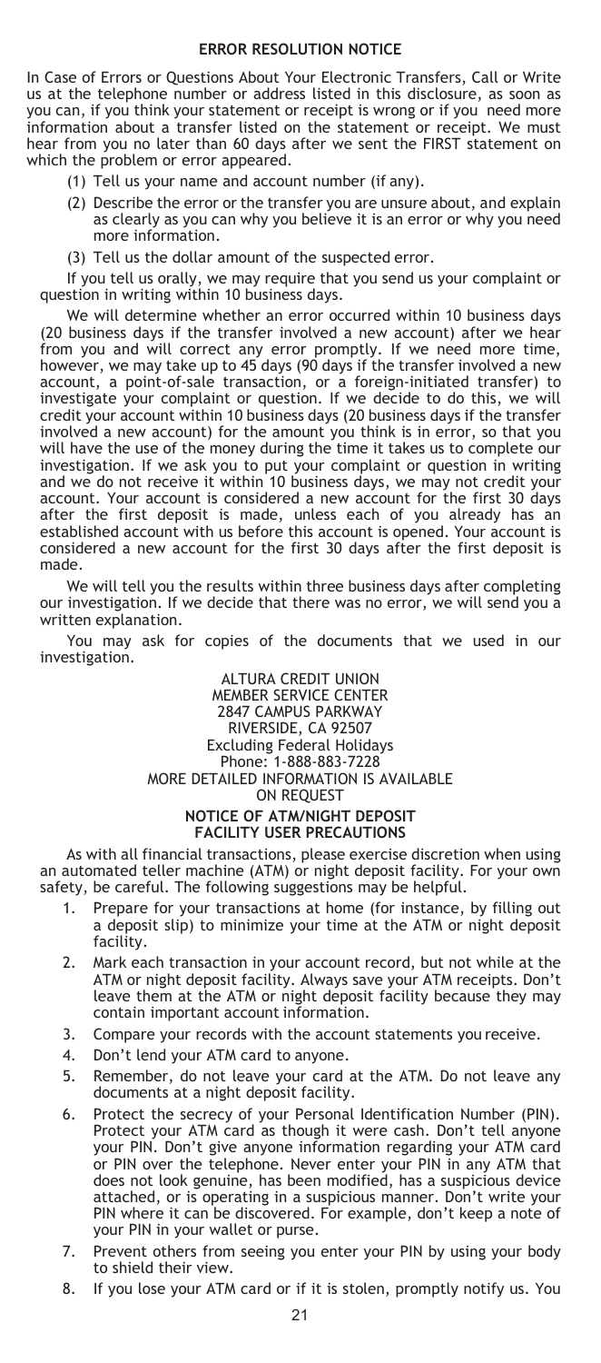## ERROR RESOLUTION NOTICE

In Case of Errors or Questions About Your Electronic Transfers, Call or Write us at the telephone number or address listed in this disclosure, as soon as you can, if you think your statement or receipt is wrong or if you need more information about a transfer listed on the statement or receipt. We must hear from you no later than 60 days after we sent the FIRST statement on which the problem or error appeared.

(1) Tell us your name and account number (if any).

(2) Describe the error or the transfer you are unsure about, and explain as clearly as you can why you believe it is an error or why you need more information.

(3) Tell us the dollar amount of the suspected error.

If you tell us orally, we may require that you send us your complaint or question in writing within 10 business days.

We will determine whether an error occurred within 10 business days (20 business days if the transfer involved a new account) after we hear from you and will correct any error promptly. If we need more time, however, we may take up to 45 days (90 days if the transfer involved a new account, a point-of-sale transaction, or a foreign-initiated transfer) to investigate your complaint or question. If we decide to do this, we will credit your account within 10 business days (20 business days if the transfer involved a new account) for the amount you think is in error, so that you will have the use of the money during the time it takes us to complete our investigation. If we ask you to put your complaint or question in writing and we do not receive it within 10 business days, we may not credit your account. Your account is considered a new account for the first 30 days after the first deposit is made, unless each of you already has an established account with us before this account is opened. Your account is considered a new account for the first 30 days after the first deposit is made.

We will tell you the results within three business days after completing our investigation. If we decide that there was no error, we will send you a written explanation.

You may ask for copies of the documents that we used in our investigation.

ALTURA CREDIT UNION
MEMBER SERVICE CENTER
2847 CAMPUS PARKWAY
RIVERSIDE, CA 92507
Excluding Federal Holidays
Phone: 1-888-883-7228
MORE DETAILED INFORMATION IS AVAILABLE
ON REQUEST

## NOTICE OF ATM/NIGHT DEPOSIT FACILITY USER PRECAUTIONS

As with all financial transactions, please exercise discretion when using an automated teller machine (ATM) or night deposit facility. For your own safety, be careful. The following suggestions may be helpful.

1. Prepare for your transactions at home (for instance, by filling out a deposit slip) to minimize your time at the ATM or night deposit facility.
2. Mark each transaction in your account record, but not while at the ATM or night deposit facility. Always save your ATM receipts. Don't leave them at the ATM or night deposit facility because they may contain important account information.
3. Compare your records with the account statements you receive.
4. Don't lend your ATM card to anyone.
5. Remember, do not leave your card at the ATM. Do not leave any documents at a night deposit facility.
6. Protect the secrecy of your Personal Identification Number (PIN). Protect your ATM card as though it were cash. Don't tell anyone your PIN. Don't give anyone information regarding your ATM card or PIN over the telephone. Never enter your PIN in any ATM that does not look genuine, has been modified, has a suspicious device attached, or is operating in a suspicious manner. Don't write your PIN where it can be discovered. For example, don't keep a note of your PIN in your wallet or purse.
7. Prevent others from seeing you enter your PIN by using your body to shield their view.
8. If you lose your ATM card or if it is stolen, promptly notify us. You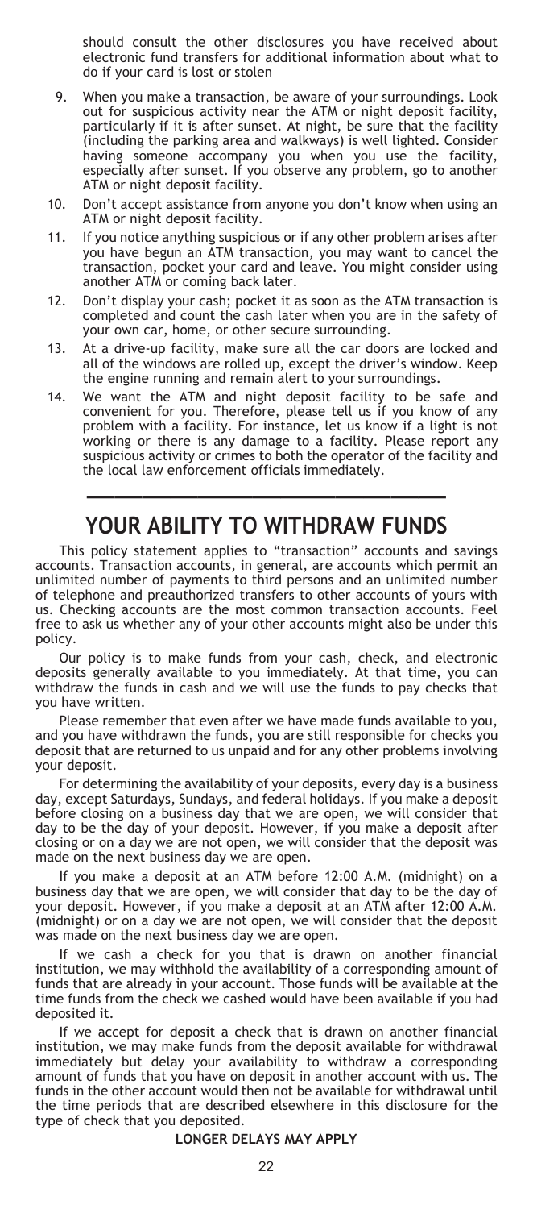should consult the other disclosures you have received about electronic fund transfers for additional information about what to do if your card is lost or stolen

9. When you make a transaction, be aware of your surroundings. Look out for suspicious activity near the ATM or night deposit facility, particularly if it is after sunset. At night, be sure that the facility (including the parking area and walkways) is well lighted. Consider having someone accompany you when you use the facility, especially after sunset. If you observe any problem, go to another ATM or night deposit facility.
10. Don't accept assistance from anyone you don't know when using an ATM or night deposit facility.
11. If you notice anything suspicious or if any other problem arises after you have begun an ATM transaction, you may want to cancel the transaction, pocket your card and leave. You might consider using another ATM or coming back later.
12. Don't display your cash; pocket it as soon as the ATM transaction is completed and count the cash later when you are in the safety of your own car, home, or other secure surrounding.
13. At a drive-up facility, make sure all the car doors are locked and all of the windows are rolled up, except the driver's window. Keep the engine running and remain alert to your surroundings.
14. We want the ATM and night deposit facility to be safe and convenient for you. Therefore, please tell us if you know of any problem with a facility. For instance, let us know if a light is not working or there is any damage to a facility. Please report any suspicious activity or crimes to both the operator of the facility and the local law enforcement officials immediately.

---

# YOUR ABILITY TO WITHDRAW FUNDS

This policy statement applies to "transaction" accounts and savings accounts. Transaction accounts, in general, are accounts which permit an unlimited number of payments to third persons and an unlimited number of telephone and preauthorized transfers to other accounts of yours with us. Checking accounts are the most common transaction accounts. Feel free to ask us whether any of your other accounts might also be under this policy.

Our policy is to make funds from your cash, check, and electronic deposits generally available to you immediately. At that time, you can withdraw the funds in cash and we will use the funds to pay checks that you have written.

Please remember that even after we have made funds available to you, and you have withdrawn the funds, you are still responsible for checks you deposit that are returned to us unpaid and for any other problems involving your deposit.

For determining the availability of your deposits, every day is a business day, except Saturdays, Sundays, and federal holidays. If you make a deposit before closing on a business day that we are open, we will consider that day to be the day of your deposit. However, if you make a deposit after closing or on a day we are not open, we will consider that the deposit was made on the next business day we are open.

If you make a deposit at an ATM before 12:00 A.M. (midnight) on a business day that we are open, we will consider that day to be the day of your deposit. However, if you make a deposit at an ATM after 12:00 A.M. (midnight) or on a day we are not open, we will consider that the deposit was made on the next business day we are open.

If we cash a check for you that is drawn on another financial institution, we may withhold the availability of a corresponding amount of funds that are already in your account. Those funds will be available at the time funds from the check we cashed would have been available if you had deposited it.

If we accept for deposit a check that is drawn on another financial institution, we may make funds from the deposit available for withdrawal immediately but delay your availability to withdraw a corresponding amount of funds that you have on deposit in another account with us. The funds in the other account would then not be available for withdrawal until the time periods that are described elsewhere in this disclosure for the type of check that you deposited.

**LONGER DELAYS MAY APPLY**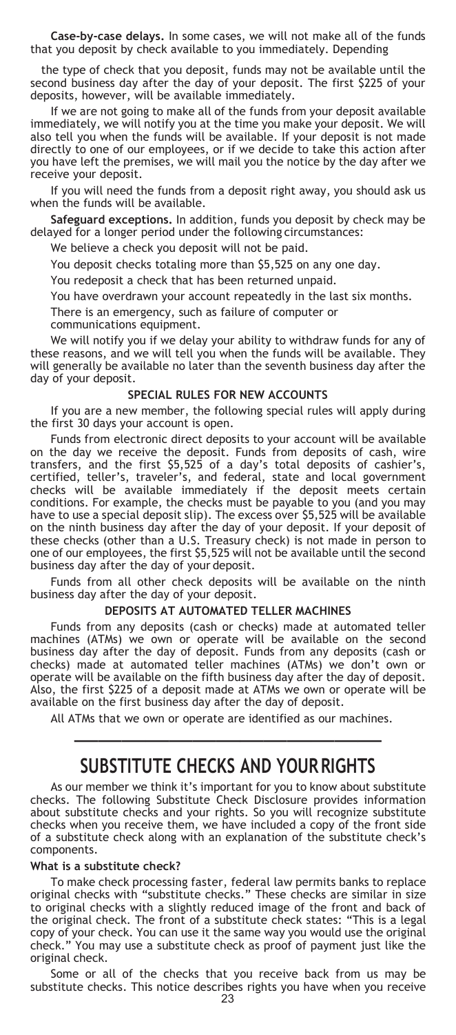**Case-by-case delays.** In some cases, we will not make all of the funds that you deposit by check available to you immediately. Depending

the type of check that you deposit, funds may not be available until the second business day after the day of your deposit. The first $225 of your deposits, however, will be available immediately.

If we are not going to make all of the funds from your deposit available immediately, we will notify you at the time you make your deposit. We will also tell you when the funds will be available. If your deposit is not made directly to one of our employees, or if we decide to take this action after you have left the premises, we will mail you the notice by the day after we receive your deposit.

If you will need the funds from a deposit right away, you should ask us when the funds will be available.

**Safeguard exceptions.** In addition, funds you deposit by check may be delayed for a longer period under the following circumstances:

We believe a check you deposit will not be paid.

You deposit checks totaling more than $5,525 on any one day.

You redeposit a check that has been returned unpaid.

You have overdrawn your account repeatedly in the last six months.

There is an emergency, such as failure of computer or communications equipment.

We will notify you if we delay your ability to withdraw funds for any of these reasons, and we will tell you when the funds will be available. They will generally be available no later than the seventh business day after the day of your deposit.

### SPECIAL RULES FOR NEW ACCOUNTS

If you are a new member, the following special rules will apply during the first 30 days your account is open.

Funds from electronic direct deposits to your account will be available on the day we receive the deposit. Funds from deposits of cash, wire transfers, and the first $5,525 of a day's total deposits of cashier's, certified, teller's, traveler's, and federal, state and local government checks will be available immediately if the deposit meets certain conditions. For example, the checks must be payable to you (and you may have to use a special deposit slip). The excess over $5,525 will be available on the ninth business day after the day of your deposit. If your deposit of these checks (other than a U.S. Treasury check) is not made in person to one of our employees, the first $5,525 will not be available until the second business day after the day of your deposit.

Funds from all other check deposits will be available on the ninth business day after the day of your deposit.

### DEPOSITS AT AUTOMATED TELLER MACHINES

Funds from any deposits (cash or checks) made at automated teller machines (ATMs) we own or operate will be available on the second business day after the day of deposit. Funds from any deposits (cash or checks) made at automated teller machines (ATMs) we don't own or operate will be available on the fifth business day after the day of deposit. Also, the first $225 of a deposit made at ATMs we own or operate will be available on the first business day after the day of deposit.

All ATMs that we own or operate are identified as our machines.

---

## SUBSTITUTE CHECKS AND YOUR RIGHTS

As our member we think it's important for you to know about substitute checks. The following Substitute Check Disclosure provides information about substitute checks and your rights. So you will recognize substitute checks when you receive them, we have included a copy of the front side of a substitute check along with an explanation of the substitute check's components.

**What is a substitute check?**

To make check processing faster, federal law permits banks to replace original checks with "substitute checks." These checks are similar in size to original checks with a slightly reduced image of the front and back of the original check. The front of a substitute check states: "This is a legal copy of your check. You can use it the same way you would use the original check." You may use a substitute check as proof of payment just like the original check.

Some or all of the checks that you receive back from us may be substitute checks. This notice describes rights you have when you receive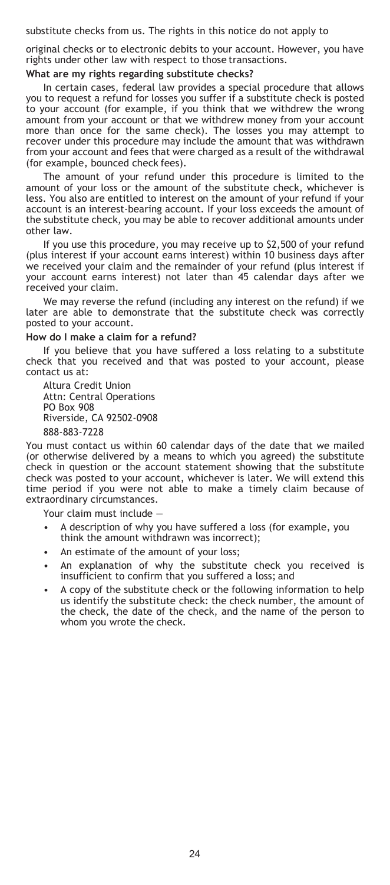substitute checks from us. The rights in this notice do not apply to

original checks or to electronic debits to your account. However, you have rights under other law with respect to those transactions.

**What are my rights regarding substitute checks?**

In certain cases, federal law provides a special procedure that allows you to request a refund for losses you suffer if a substitute check is posted to your account (for example, if you think that we withdrew the wrong amount from your account or that we withdrew money from your account more than once for the same check). The losses you may attempt to recover under this procedure may include the amount that was withdrawn from your account and fees that were charged as a result of the withdrawal (for example, bounced check fees).

The amount of your refund under this procedure is limited to the amount of your loss or the amount of the substitute check, whichever is less. You also are entitled to interest on the amount of your refund if your account is an interest-bearing account. If your loss exceeds the amount of the substitute check, you may be able to recover additional amounts under other law.

If you use this procedure, you may receive up to $2,500 of your refund (plus interest if your account earns interest) within 10 business days after we received your claim and the remainder of your refund (plus interest if your account earns interest) not later than 45 calendar days after we received your claim.

We may reverse the refund (including any interest on the refund) if we later are able to demonstrate that the substitute check was correctly posted to your account.

**How do I make a claim for a refund?**

If you believe that you have suffered a loss relating to a substitute check that you received and that was posted to your account, please contact us at:

Altura Credit Union
Attn: Central Operations
PO Box 908
Riverside, CA 92502-0908
888-883-7228

You must contact us within 60 calendar days of the date that we mailed (or otherwise delivered by a means to which you agreed) the substitute check in question or the account statement showing that the substitute check was posted to your account, whichever is later. We will extend this time period if you were not able to make a timely claim because of extraordinary circumstances.

Your claim must include —

- A description of why you have suffered a loss (for example, you think the amount withdrawn was incorrect);
- An estimate of the amount of your loss;
- An explanation of why the substitute check you received is insufficient to confirm that you suffered a loss; and
- A copy of the substitute check or the following information to help us identify the substitute check: the check number, the amount of the check, the date of the check, and the name of the person to whom you wrote the check.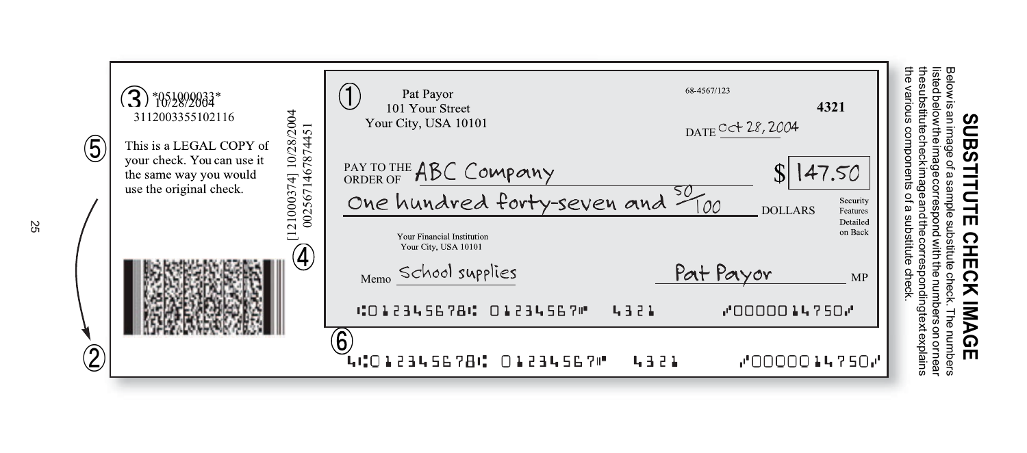# SUBSTITUTE CHECK IMAGE

Below is an image of a sample substitute check. The numbers listed below the image correspond with the numbers on or near the substitute check image and the corresponding text explains the various components of a substitute check.

③ *051000033*
10/28/2004
3112003355102116

⑤ This is a LEGAL COPY of your check. You can use it the same way you would use the original check.

④ [121000374] 10/28/2004
002567146787445l

②

① Pat Payor
101 Your Street
Your City, USA 10101

68-4567/123

4321

DATE Oct 28, 2004

PAY TO THE ORDER OF ABC Company $ 147.50

One hundred forty-seven and 50/100 DOLLARS

Security Features Detailed on Back

Your Financial Institution
Your City, USA 10101

Memo School supplies

Pat Payor MP

⑆012345678⑆ 01234567⑈ 4321 ⑇0000014750⑇

⑥ 4⑆012345678⑆ 01234567⑈ 4321 ⑇0000014750⑇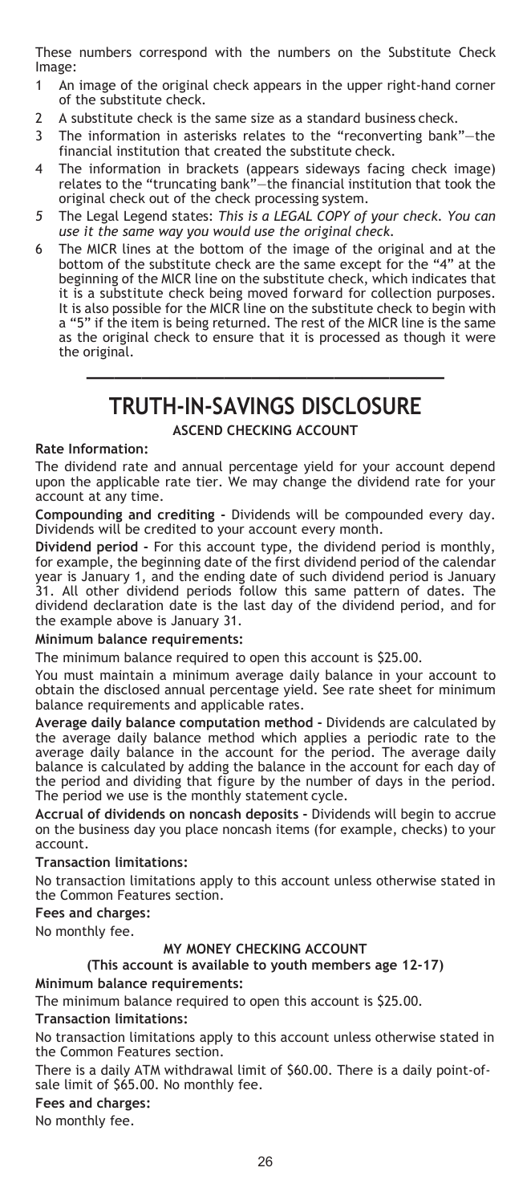These numbers correspond with the numbers on the Substitute Check Image:

1. An image of the original check appears in the upper right-hand corner of the substitute check.
2. A substitute check is the same size as a standard business check.
3. The information in asterisks relates to the "reconverting bank"—the financial institution that created the substitute check.
4. The information in brackets (appears sideways facing check image) relates to the "truncating bank"—the financial institution that took the original check out of the check processing system.
5. The Legal Legend states: *This is a LEGAL COPY of your check. You can use it the same way you would use the original check.*
6. The MICR lines at the bottom of the image of the original and at the bottom of the substitute check are the same except for the "4" at the beginning of the MICR line on the substitute check, which indicates that it is a substitute check being moved forward for collection purposes. It is also possible for the MICR line on the substitute check to begin with a "5" if the item is being returned. The rest of the MICR line is the same as the original check to ensure that it is processed as though it were the original.

---

# TRUTH-IN-SAVINGS DISCLOSURE

## ASCEND CHECKING ACCOUNT

**Rate Information:**

The dividend rate and annual percentage yield for your account depend upon the applicable rate tier. We may change the dividend rate for your account at any time.

**Compounding and crediting -** Dividends will be compounded every day. Dividends will be credited to your account every month.

**Dividend period -** For this account type, the dividend period is monthly, for example, the beginning date of the first dividend period of the calendar year is January 1, and the ending date of such dividend period is January 31. All other dividend periods follow this same pattern of dates. The dividend declaration date is the last day of the dividend period, and for the example above is January 31.

**Minimum balance requirements:**

The minimum balance required to open this account is $25.00.

You must maintain a minimum average daily balance in your account to obtain the disclosed annual percentage yield. See rate sheet for minimum balance requirements and applicable rates.

**Average daily balance computation method -** Dividends are calculated by the average daily balance method which applies a periodic rate to the average daily balance in the account for the period. The average daily balance is calculated by adding the balance in the account for each day of the period and dividing that figure by the number of days in the period. The period we use is the monthly statement cycle.

**Accrual of dividends on noncash deposits -** Dividends will begin to accrue on the business day you place noncash items (for example, checks) to your account.

**Transaction limitations:**

No transaction limitations apply to this account unless otherwise stated in the Common Features section.

**Fees and charges:**

No monthly fee.

## MY MONEY CHECKING ACCOUNT

**(This account is available to youth members age 12-17)**

**Minimum balance requirements:**

The minimum balance required to open this account is $25.00.

**Transaction limitations:**

No transaction limitations apply to this account unless otherwise stated in the Common Features section.

There is a daily ATM withdrawal limit of $60.00. There is a daily point-of-sale limit of $65.00. No monthly fee.

**Fees and charges:**

No monthly fee.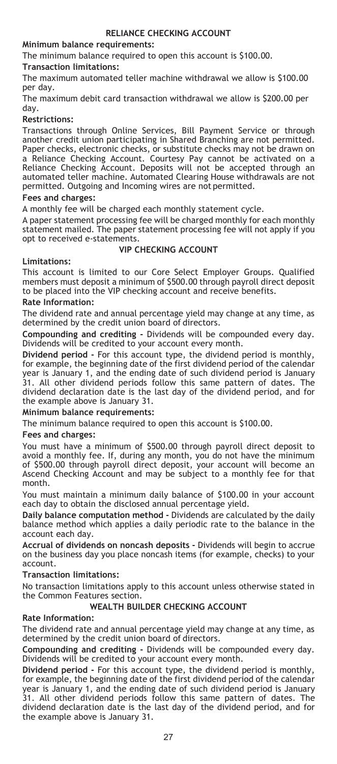## RELIANCE CHECKING ACCOUNT

**Minimum balance requirements:**

The minimum balance required to open this account is $100.00.

**Transaction limitations:**

The maximum automated teller machine withdrawal we allow is $100.00 per day.

The maximum debit card transaction withdrawal we allow is $200.00 per day.

**Restrictions:**

Transactions through Online Services, Bill Payment Service or through another credit union participating in Shared Branching are not permitted. Paper checks, electronic checks, or substitute checks may not be drawn on a Reliance Checking Account. Courtesy Pay cannot be activated on a Reliance Checking Account. Deposits will not be accepted through an automated teller machine. Automated Clearing House withdrawals are not permitted. Outgoing and Incoming wires are not permitted.

**Fees and charges:**

A monthly fee will be charged each monthly statement cycle.

A paper statement processing fee will be charged monthly for each monthly statement mailed. The paper statement processing fee will not apply if you opt to received e-statements.

## VIP CHECKING ACCOUNT

**Limitations:**

This account is limited to our Core Select Employer Groups. Qualified members must deposit a minimum of $500.00 through payroll direct deposit to be placed into the VIP checking account and receive benefits.

**Rate Information:**

The dividend rate and annual percentage yield may change at any time, as determined by the credit union board of directors.

**Compounding and crediting -** Dividends will be compounded every day. Dividends will be credited to your account every month.

**Dividend period -** For this account type, the dividend period is monthly, for example, the beginning date of the first dividend period of the calendar year is January 1, and the ending date of such dividend period is January 31. All other dividend periods follow this same pattern of dates. The dividend declaration date is the last day of the dividend period, and for the example above is January 31.

**Minimum balance requirements:**

The minimum balance required to open this account is $100.00.

**Fees and charges:**

You must have a minimum of $500.00 through payroll direct deposit to avoid a monthly fee. If, during any month, you do not have the minimum of $500.00 through payroll direct deposit, your account will become an Ascend Checking Account and may be subject to a monthly fee for that month.

You must maintain a minimum daily balance of $100.00 in your account each day to obtain the disclosed annual percentage yield.

**Daily balance computation method -** Dividends are calculated by the daily balance method which applies a daily periodic rate to the balance in the account each day.

**Accrual of dividends on noncash deposits -** Dividends will begin to accrue on the business day you place noncash items (for example, checks) to your account.

**Transaction limitations:**

No transaction limitations apply to this account unless otherwise stated in the Common Features section.

## WEALTH BUILDER CHECKING ACCOUNT

**Rate Information:**

The dividend rate and annual percentage yield may change at any time, as determined by the credit union board of directors.

**Compounding and crediting -** Dividends will be compounded every day. Dividends will be credited to your account every month.

**Dividend period -** For this account type, the dividend period is monthly, for example, the beginning date of the first dividend period of the calendar year is January 1, and the ending date of such dividend period is January 31. All other dividend periods follow this same pattern of dates. The dividend declaration date is the last day of the dividend period, and for the example above is January 31.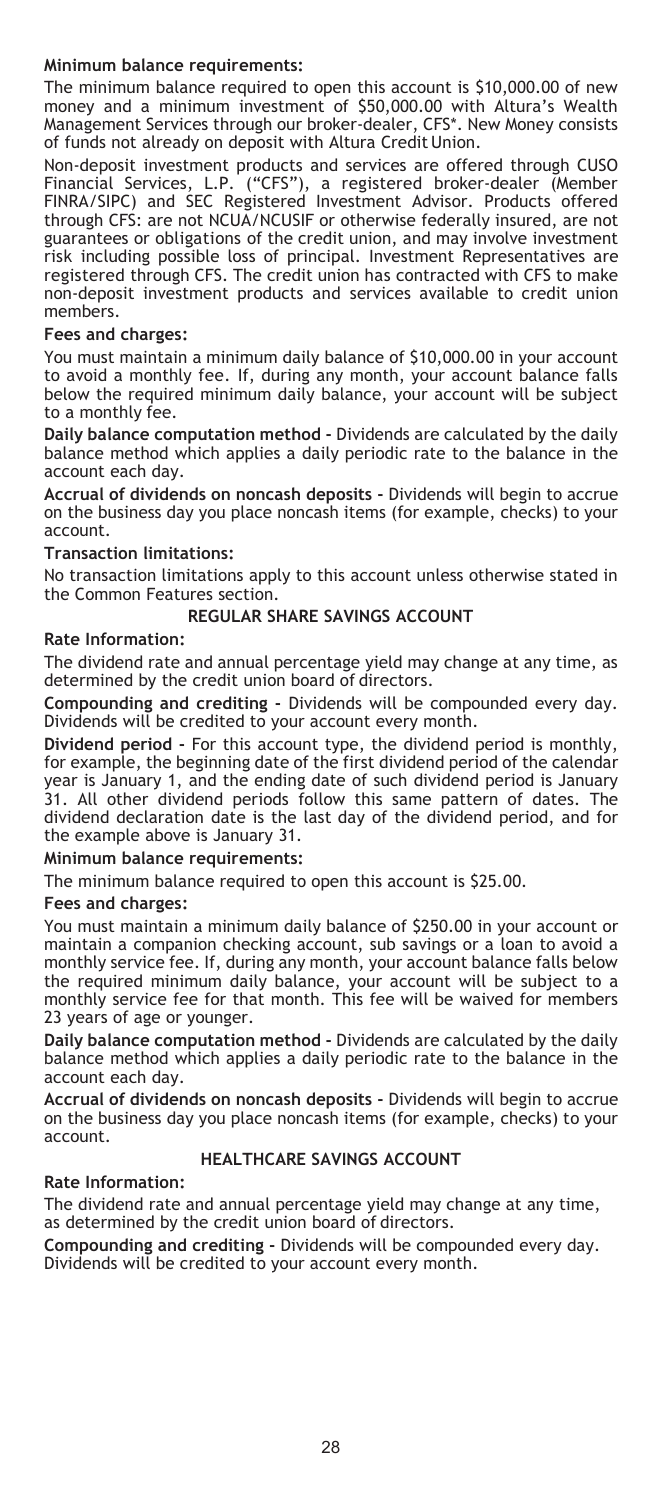**Minimum balance requirements:**

The minimum balance required to open this account is $10,000.00 of new money and a minimum investment of $50,000.00 with Altura's Wealth Management Services through our broker-dealer, CFS*. New Money consists of funds not already on deposit with Altura Credit Union.

Non-deposit investment products and services are offered through CUSO Financial Services, L.P. ("CFS"), a registered broker-dealer (Member FINRA/SIPC) and SEC Registered Investment Advisor. Products offered through CFS: are not NCUA/NCUSIF or otherwise federally insured, are not guarantees or obligations of the credit union, and may involve investment risk including possible loss of principal. Investment Representatives are registered through CFS. The credit union has contracted with CFS to make non-deposit investment products and services available to credit union members.

**Fees and charges:**

You must maintain a minimum daily balance of $10,000.00 in your account to avoid a monthly fee. If, during any month, your account balance falls below the required minimum daily balance, your account will be subject to a monthly fee.

**Daily balance computation method -** Dividends are calculated by the daily balance method which applies a daily periodic rate to the balance in the account each day.

**Accrual of dividends on noncash deposits -** Dividends will begin to accrue on the business day you place noncash items (for example, checks) to your account.

**Transaction limitations:**

No transaction limitations apply to this account unless otherwise stated in the Common Features section.

## REGULAR SHARE SAVINGS ACCOUNT

**Rate Information:**

The dividend rate and annual percentage yield may change at any time, as determined by the credit union board of directors.

**Compounding and crediting -** Dividends will be compounded every day. Dividends will be credited to your account every month.

**Dividend period -** For this account type, the dividend period is monthly, for example, the beginning date of the first dividend period of the calendar year is January 1, and the ending date of such dividend period is January 31. All other dividend periods follow this same pattern of dates. The dividend declaration date is the last day of the dividend period, and for the example above is January 31.

**Minimum balance requirements:**

The minimum balance required to open this account is $25.00.

**Fees and charges:**

You must maintain a minimum daily balance of $250.00 in your account or maintain a companion checking account, sub savings or a loan to avoid a monthly service fee. If, during any month, your account balance falls below the required minimum daily balance, your account will be subject to a monthly service fee for that month. This fee will be waived for members 23 years of age or younger.

**Daily balance computation method -** Dividends are calculated by the daily balance method which applies a daily periodic rate to the balance in the account each day.

**Accrual of dividends on noncash deposits -** Dividends will begin to accrue on the business day you place noncash items (for example, checks) to your account.

## HEALTHCARE SAVINGS ACCOUNT

**Rate Information:**

The dividend rate and annual percentage yield may change at any time, as determined by the credit union board of directors.

**Compounding and crediting -** Dividends will be compounded every day. Dividends will be credited to your account every month.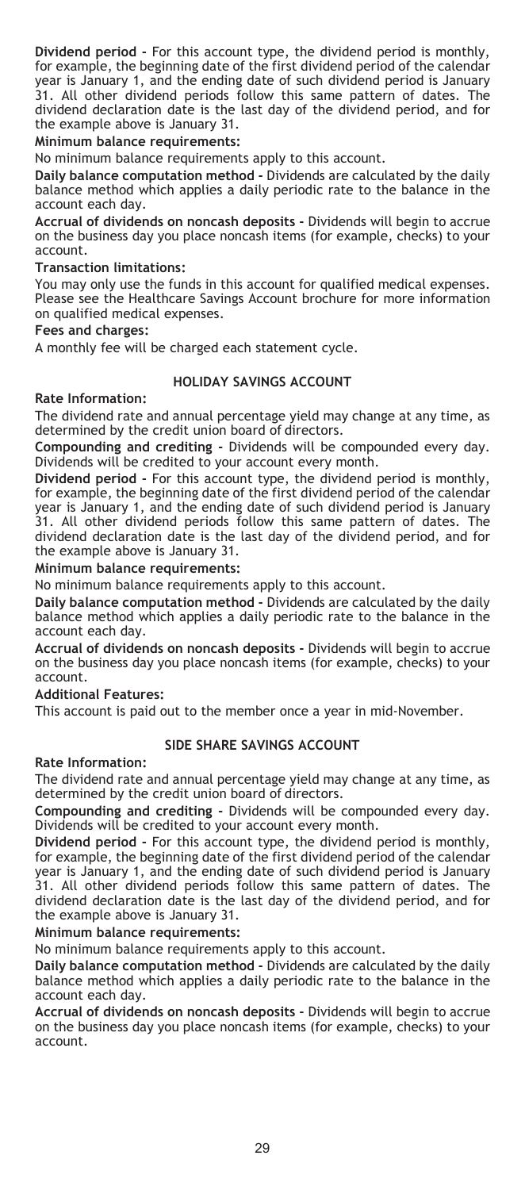**Dividend period -** For this account type, the dividend period is monthly, for example, the beginning date of the first dividend period of the calendar year is January 1, and the ending date of such dividend period is January 31. All other dividend periods follow this same pattern of dates. The dividend declaration date is the last day of the dividend period, and for the example above is January 31.

**Minimum balance requirements:**

No minimum balance requirements apply to this account.

**Daily balance computation method -** Dividends are calculated by the daily balance method which applies a daily periodic rate to the balance in the account each day.

**Accrual of dividends on noncash deposits -** Dividends will begin to accrue on the business day you place noncash items (for example, checks) to your account.

**Transaction limitations:**

You may only use the funds in this account for qualified medical expenses. Please see the Healthcare Savings Account brochure for more information on qualified medical expenses.

**Fees and charges:**

A monthly fee will be charged each statement cycle.

## HOLIDAY SAVINGS ACCOUNT

**Rate Information:**

The dividend rate and annual percentage yield may change at any time, as determined by the credit union board of directors.

**Compounding and crediting -** Dividends will be compounded every day. Dividends will be credited to your account every month.

**Dividend period -** For this account type, the dividend period is monthly, for example, the beginning date of the first dividend period of the calendar year is January 1, and the ending date of such dividend period is January 31. All other dividend periods follow this same pattern of dates. The dividend declaration date is the last day of the dividend period, and for the example above is January 31.

**Minimum balance requirements:**

No minimum balance requirements apply to this account.

**Daily balance computation method -** Dividends are calculated by the daily balance method which applies a daily periodic rate to the balance in the account each day.

**Accrual of dividends on noncash deposits -** Dividends will begin to accrue on the business day you place noncash items (for example, checks) to your account.

**Additional Features:**

This account is paid out to the member once a year in mid-November.

## SIDE SHARE SAVINGS ACCOUNT

**Rate Information:**

The dividend rate and annual percentage yield may change at any time, as determined by the credit union board of directors.

**Compounding and crediting -** Dividends will be compounded every day. Dividends will be credited to your account every month.

**Dividend period -** For this account type, the dividend period is monthly, for example, the beginning date of the first dividend period of the calendar year is January 1, and the ending date of such dividend period is January 31. All other dividend periods follow this same pattern of dates. The dividend declaration date is the last day of the dividend period, and for the example above is January 31.

**Minimum balance requirements:**

No minimum balance requirements apply to this account.

**Daily balance computation method -** Dividends are calculated by the daily balance method which applies a daily periodic rate to the balance in the account each day.

**Accrual of dividends on noncash deposits -** Dividends will begin to accrue on the business day you place noncash items (for example, checks) to your account.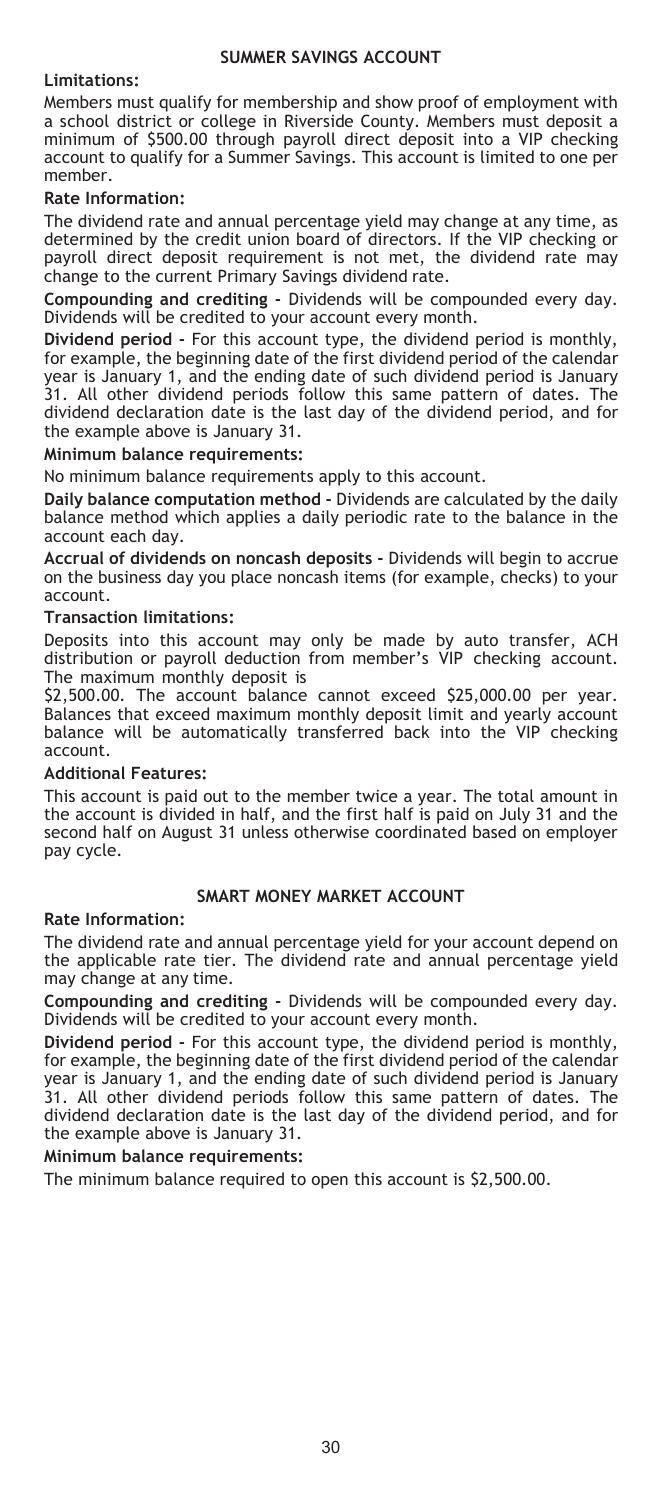## SUMMER SAVINGS ACCOUNT

**Limitations:**

Members must qualify for membership and show proof of employment with a school district or college in Riverside County. Members must deposit a minimum of $500.00 through payroll direct deposit into a VIP checking account to qualify for a Summer Savings. This account is limited to one per member.

**Rate Information:**

The dividend rate and annual percentage yield may change at any time, as determined by the credit union board of directors. If the VIP checking or payroll direct deposit requirement is not met, the dividend rate may change to the current Primary Savings dividend rate.

**Compounding and crediting -** Dividends will be compounded every day. Dividends will be credited to your account every month.

**Dividend period -** For this account type, the dividend period is monthly, for example, the beginning date of the first dividend period of the calendar year is January 1, and the ending date of such dividend period is January 31. All other dividend periods follow this same pattern of dates. The dividend declaration date is the last day of the dividend period, and for the example above is January 31.

**Minimum balance requirements:**

No minimum balance requirements apply to this account.

**Daily balance computation method -** Dividends are calculated by the daily balance method which applies a daily periodic rate to the balance in the account each day.

**Accrual of dividends on noncash deposits -** Dividends will begin to accrue on the business day you place noncash items (for example, checks) to your account.

**Transaction limitations:**

Deposits into this account may only be made by auto transfer, ACH distribution or payroll deduction from member's VIP checking account. The maximum monthly deposit is

$2,500.00. The account balance cannot exceed $25,000.00 per year. Balances that exceed maximum monthly deposit limit and yearly account balance will be automatically transferred back into the VIP checking account.

**Additional Features:**

This account is paid out to the member twice a year. The total amount in the account is divided in half, and the first half is paid on July 31 and the second half on August 31 unless otherwise coordinated based on employer pay cycle.

## SMART MONEY MARKET ACCOUNT

**Rate Information:**

The dividend rate and annual percentage yield for your account depend on the applicable rate tier. The dividend rate and annual percentage yield may change at any time.

**Compounding and crediting -** Dividends will be compounded every day. Dividends will be credited to your account every month.

**Dividend period -** For this account type, the dividend period is monthly, for example, the beginning date of the first dividend period of the calendar year is January 1, and the ending date of such dividend period is January 31. All other dividend periods follow this same pattern of dates. The dividend declaration date is the last day of the dividend period, and for the example above is January 31.

**Minimum balance requirements:**

The minimum balance required to open this account is $2,500.00.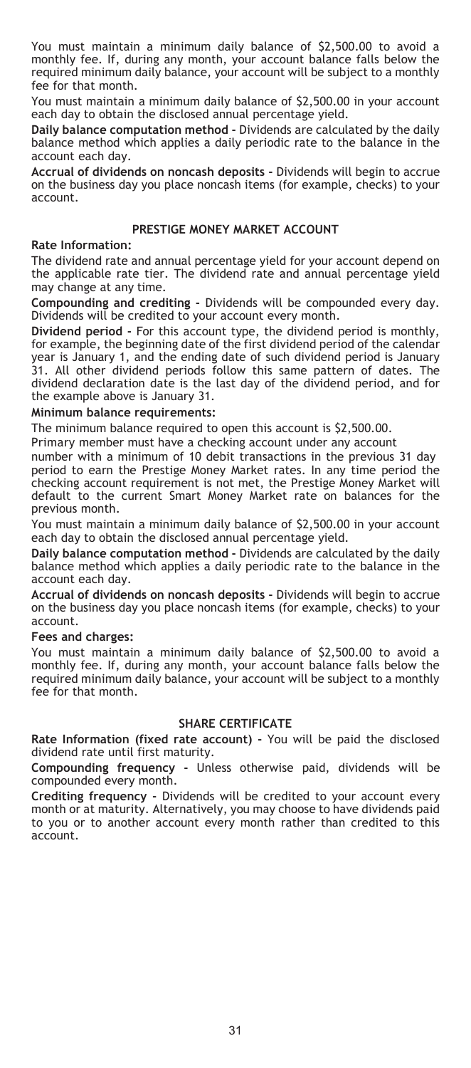You must maintain a minimum daily balance of $2,500.00 to avoid a monthly fee. If, during any month, your account balance falls below the required minimum daily balance, your account will be subject to a monthly fee for that month.

You must maintain a minimum daily balance of $2,500.00 in your account each day to obtain the disclosed annual percentage yield.

**Daily balance computation method -** Dividends are calculated by the daily balance method which applies a daily periodic rate to the balance in the account each day.

**Accrual of dividends on noncash deposits -** Dividends will begin to accrue on the business day you place noncash items (for example, checks) to your account.

## PRESTIGE MONEY MARKET ACCOUNT

**Rate Information:**

The dividend rate and annual percentage yield for your account depend on the applicable rate tier. The dividend rate and annual percentage yield may change at any time.

**Compounding and crediting -** Dividends will be compounded every day. Dividends will be credited to your account every month.

**Dividend period -** For this account type, the dividend period is monthly, for example, the beginning date of the first dividend period of the calendar year is January 1, and the ending date of such dividend period is January 31. All other dividend periods follow this same pattern of dates. The dividend declaration date is the last day of the dividend period, and for the example above is January 31.

**Minimum balance requirements:**

The minimum balance required to open this account is $2,500.00.

Primary member must have a checking account under any account number with a minimum of 10 debit transactions in the previous 31 day period to earn the Prestige Money Market rates. In any time period the checking account requirement is not met, the Prestige Money Market will default to the current Smart Money Market rate on balances for the previous month.

You must maintain a minimum daily balance of $2,500.00 in your account each day to obtain the disclosed annual percentage yield.

**Daily balance computation method -** Dividends are calculated by the daily balance method which applies a daily periodic rate to the balance in the account each day.

**Accrual of dividends on noncash deposits -** Dividends will begin to accrue on the business day you place noncash items (for example, checks) to your account.

**Fees and charges:**

You must maintain a minimum daily balance of $2,500.00 to avoid a monthly fee. If, during any month, your account balance falls below the required minimum daily balance, your account will be subject to a monthly fee for that month.

## SHARE CERTIFICATE

**Rate Information (fixed rate account) -** You will be paid the disclosed dividend rate until first maturity.

**Compounding frequency -** Unless otherwise paid, dividends will be compounded every month.

**Crediting frequency -** Dividends will be credited to your account every month or at maturity. Alternatively, you may choose to have dividends paid to you or to another account every month rather than credited to this account.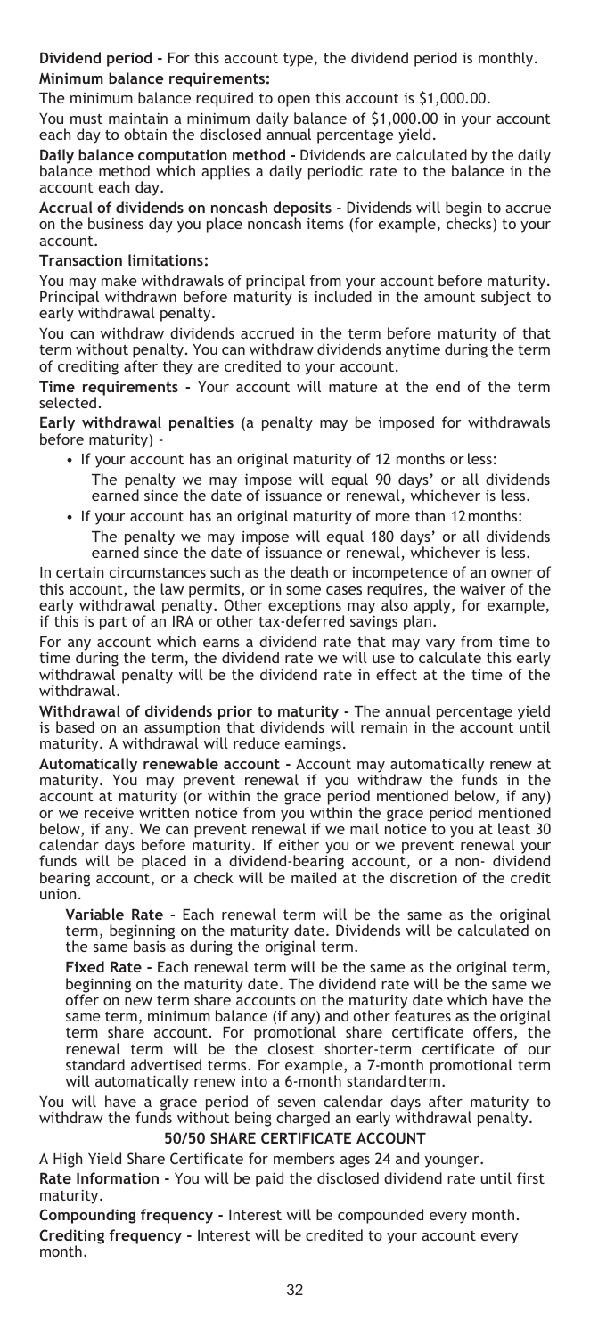**Dividend period -** For this account type, the dividend period is monthly.

**Minimum balance requirements:**

The minimum balance required to open this account is $1,000.00.

You must maintain a minimum daily balance of $1,000.00 in your account each day to obtain the disclosed annual percentage yield.

**Daily balance computation method -** Dividends are calculated by the daily balance method which applies a daily periodic rate to the balance in the account each day.

**Accrual of dividends on noncash deposits -** Dividends will begin to accrue on the business day you place noncash items (for example, checks) to your account.

**Transaction limitations:**

You may make withdrawals of principal from your account before maturity. Principal withdrawn before maturity is included in the amount subject to early withdrawal penalty.

You can withdraw dividends accrued in the term before maturity of that term without penalty. You can withdraw dividends anytime during the term of crediting after they are credited to your account.

**Time requirements -** Your account will mature at the end of the term selected.

**Early withdrawal penalties** (a penalty may be imposed for withdrawals before maturity) -

- If your account has an original maturity of 12 months or less:
  The penalty we may impose will equal 90 days' or all dividends earned since the date of issuance or renewal, whichever is less.
- If your account has an original maturity of more than 12 months:
  The penalty we may impose will equal 180 days' or all dividends earned since the date of issuance or renewal, whichever is less.

In certain circumstances such as the death or incompetence of an owner of this account, the law permits, or in some cases requires, the waiver of the early withdrawal penalty. Other exceptions may also apply, for example, if this is part of an IRA or other tax-deferred savings plan.

For any account which earns a dividend rate that may vary from time to time during the term, the dividend rate we will use to calculate this early withdrawal penalty will be the dividend rate in effect at the time of the withdrawal.

**Withdrawal of dividends prior to maturity -** The annual percentage yield is based on an assumption that dividends will remain in the account until maturity. A withdrawal will reduce earnings.

**Automatically renewable account -** Account may automatically renew at maturity. You may prevent renewal if you withdraw the funds in the account at maturity (or within the grace period mentioned below, if any) or we receive written notice from you within the grace period mentioned below, if any. We can prevent renewal if we mail notice to you at least 30 calendar days before maturity. If either you or we prevent renewal your funds will be placed in a dividend-bearing account, or a non- dividend bearing account, or a check will be mailed at the discretion of the credit union.

**Variable Rate -** Each renewal term will be the same as the original term, beginning on the maturity date. Dividends will be calculated on the same basis as during the original term.

**Fixed Rate -** Each renewal term will be the same as the original term, beginning on the maturity date. The dividend rate will be the same we offer on new term share accounts on the maturity date which have the same term, minimum balance (if any) and other features as the original term share account. For promotional share certificate offers, the renewal term will be the closest shorter-term certificate of our standard advertised terms. For example, a 7-month promotional term will automatically renew into a 6-month standard term.

You will have a grace period of seven calendar days after maturity to withdraw the funds without being charged an early withdrawal penalty.

## 50/50 SHARE CERTIFICATE ACCOUNT

A High Yield Share Certificate for members ages 24 and younger.

**Rate Information -** You will be paid the disclosed dividend rate until first maturity.

**Compounding frequency -** Interest will be compounded every month.

**Crediting frequency -** Interest will be credited to your account every month.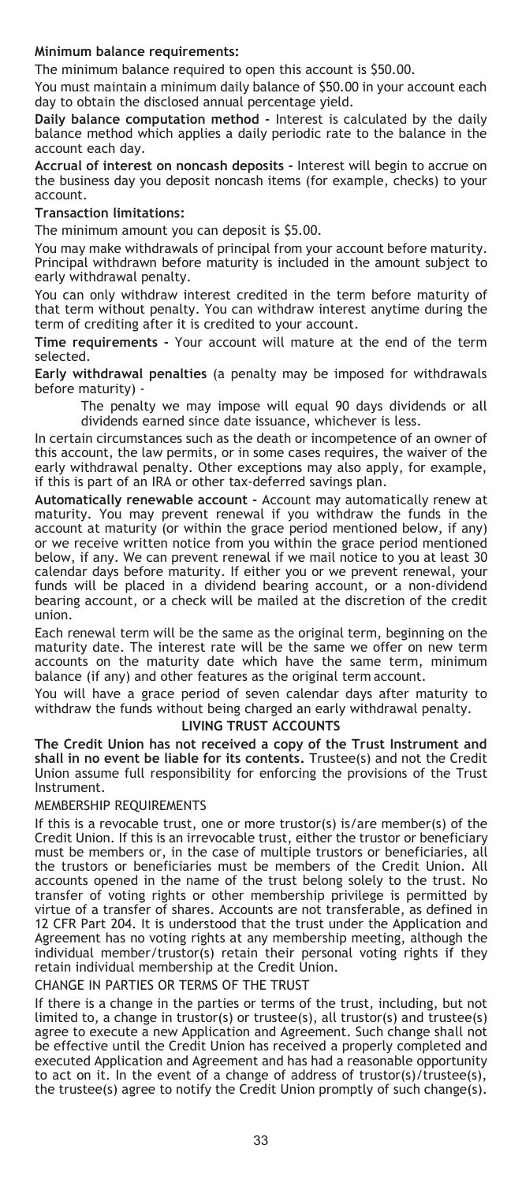**Minimum balance requirements:**

The minimum balance required to open this account is $50.00.

You must maintain a minimum daily balance of $50.00 in your account each day to obtain the disclosed annual percentage yield.

**Daily balance computation method -** Interest is calculated by the daily balance method which applies a daily periodic rate to the balance in the account each day.

**Accrual of interest on noncash deposits -** Interest will begin to accrue on the business day you deposit noncash items (for example, checks) to your account.

**Transaction limitations:**

The minimum amount you can deposit is $5.00.

You may make withdrawals of principal from your account before maturity. Principal withdrawn before maturity is included in the amount subject to early withdrawal penalty.

You can only withdraw interest credited in the term before maturity of that term without penalty. You can withdraw interest anytime during the term of crediting after it is credited to your account.

**Time requirements -** Your account will mature at the end of the term selected.

**Early withdrawal penalties** (a penalty may be imposed for withdrawals before maturity) -

> The penalty we may impose will equal 90 days dividends or all dividends earned since date issuance, whichever is less.

In certain circumstances such as the death or incompetence of an owner of this account, the law permits, or in some cases requires, the waiver of the early withdrawal penalty. Other exceptions may also apply, for example, if this is part of an IRA or other tax-deferred savings plan.

**Automatically renewable account -** Account may automatically renew at maturity. You may prevent renewal if you withdraw the funds in the account at maturity (or within the grace period mentioned below, if any) or we receive written notice from you within the grace period mentioned below, if any. We can prevent renewal if we mail notice to you at least 30 calendar days before maturity. If either you or we prevent renewal, your funds will be placed in a dividend bearing account, or a non-dividend bearing account, or a check will be mailed at the discretion of the credit union.

Each renewal term will be the same as the original term, beginning on the maturity date. The interest rate will be the same we offer on new term accounts on the maturity date which have the same term, minimum balance (if any) and other features as the original term account.

You will have a grace period of seven calendar days after maturity to withdraw the funds without being charged an early withdrawal penalty.

## LIVING TRUST ACCOUNTS

**The Credit Union has not received a copy of the Trust Instrument and shall in no event be liable for its contents.** Trustee(s) and not the Credit Union assume full responsibility for enforcing the provisions of the Trust Instrument.

### MEMBERSHIP REQUIREMENTS

If this is a revocable trust, one or more trustor(s) is/are member(s) of the Credit Union. If this is an irrevocable trust, either the trustor or beneficiary must be members or, in the case of multiple trustors or beneficiaries, all the trustors or beneficiaries must be members of the Credit Union. All accounts opened in the name of the trust belong solely to the trust. No transfer of voting rights or other membership privilege is permitted by virtue of a transfer of shares. Accounts are not transferable, as defined in 12 CFR Part 204. It is understood that the trust under the Application and Agreement has no voting rights at any membership meeting, although the individual member/trustor(s) retain their personal voting rights if they retain individual membership at the Credit Union.

### CHANGE IN PARTIES OR TERMS OF THE TRUST

If there is a change in the parties or terms of the trust, including, but not limited to, a change in trustor(s) or trustee(s), all trustor(s) and trustee(s) agree to execute a new Application and Agreement. Such change shall not be effective until the Credit Union has received a properly completed and executed Application and Agreement and has had a reasonable opportunity to act on it. In the event of a change of address of trustor(s)/trustee(s), the trustee(s) agree to notify the Credit Union promptly of such change(s).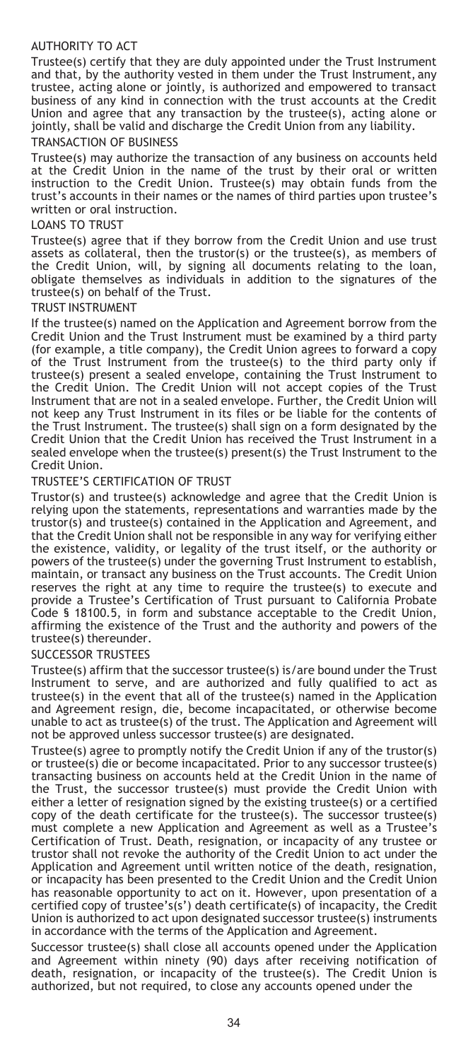## AUTHORITY TO ACT

Trustee(s) certify that they are duly appointed under the Trust Instrument and that, by the authority vested in them under the Trust Instrument, any trustee, acting alone or jointly, is authorized and empowered to transact business of any kind in connection with the trust accounts at the Credit Union and agree that any transaction by the trustee(s), acting alone or jointly, shall be valid and discharge the Credit Union from any liability.

## TRANSACTION OF BUSINESS

Trustee(s) may authorize the transaction of any business on accounts held at the Credit Union in the name of the trust by their oral or written instruction to the Credit Union. Trustee(s) may obtain funds from the trust's accounts in their names or the names of third parties upon trustee's written or oral instruction.

## LOANS TO TRUST

Trustee(s) agree that if they borrow from the Credit Union and use trust assets as collateral, then the trustor(s) or the trustee(s), as members of the Credit Union, will, by signing all documents relating to the loan, obligate themselves as individuals in addition to the signatures of the trustee(s) on behalf of the Trust.

## TRUST INSTRUMENT

If the trustee(s) named on the Application and Agreement borrow from the Credit Union and the Trust Instrument must be examined by a third party (for example, a title company), the Credit Union agrees to forward a copy of the Trust Instrument from the trustee(s) to the third party only if trustee(s) present a sealed envelope, containing the Trust Instrument to the Credit Union. The Credit Union will not accept copies of the Trust Instrument that are not in a sealed envelope. Further, the Credit Union will not keep any Trust Instrument in its files or be liable for the contents of the Trust Instrument. The trustee(s) shall sign on a form designated by the Credit Union that the Credit Union has received the Trust Instrument in a sealed envelope when the trustee(s) present(s) the Trust Instrument to the Credit Union.

## TRUSTEE'S CERTIFICATION OF TRUST

Trustor(s) and trustee(s) acknowledge and agree that the Credit Union is relying upon the statements, representations and warranties made by the trustor(s) and trustee(s) contained in the Application and Agreement, and that the Credit Union shall not be responsible in any way for verifying either the existence, validity, or legality of the trust itself, or the authority or powers of the trustee(s) under the governing Trust Instrument to establish, maintain, or transact any business on the Trust accounts. The Credit Union reserves the right at any time to require the trustee(s) to execute and provide a Trustee's Certification of Trust pursuant to California Probate Code § 18100.5, in form and substance acceptable to the Credit Union, affirming the existence of the Trust and the authority and powers of the trustee(s) thereunder.

## SUCCESSOR TRUSTEES

Trustee(s) affirm that the successor trustee(s) is/are bound under the Trust Instrument to serve, and are authorized and fully qualified to act as trustee(s) in the event that all of the trustee(s) named in the Application and Agreement resign, die, become incapacitated, or otherwise become unable to act as trustee(s) of the trust. The Application and Agreement will not be approved unless successor trustee(s) are designated.

Trustee(s) agree to promptly notify the Credit Union if any of the trustor(s) or trustee(s) die or become incapacitated. Prior to any successor trustee(s) transacting business on accounts held at the Credit Union in the name of the Trust, the successor trustee(s) must provide the Credit Union with either a letter of resignation signed by the existing trustee(s) or a certified copy of the death certificate for the trustee(s). The successor trustee(s) must complete a new Application and Agreement as well as a Trustee's Certification of Trust. Death, resignation, or incapacity of any trustee or trustor shall not revoke the authority of the Credit Union to act under the Application and Agreement until written notice of the death, resignation, or incapacity has been presented to the Credit Union and the Credit Union has reasonable opportunity to act on it. However, upon presentation of a certified copy of trustee's(s') death certificate(s) of incapacity, the Credit Union is authorized to act upon designated successor trustee(s) instruments in accordance with the terms of the Application and Agreement.

Successor trustee(s) shall close all accounts opened under the Application and Agreement within ninety (90) days after receiving notification of death, resignation, or incapacity of the trustee(s). The Credit Union is authorized, but not required, to close any accounts opened under the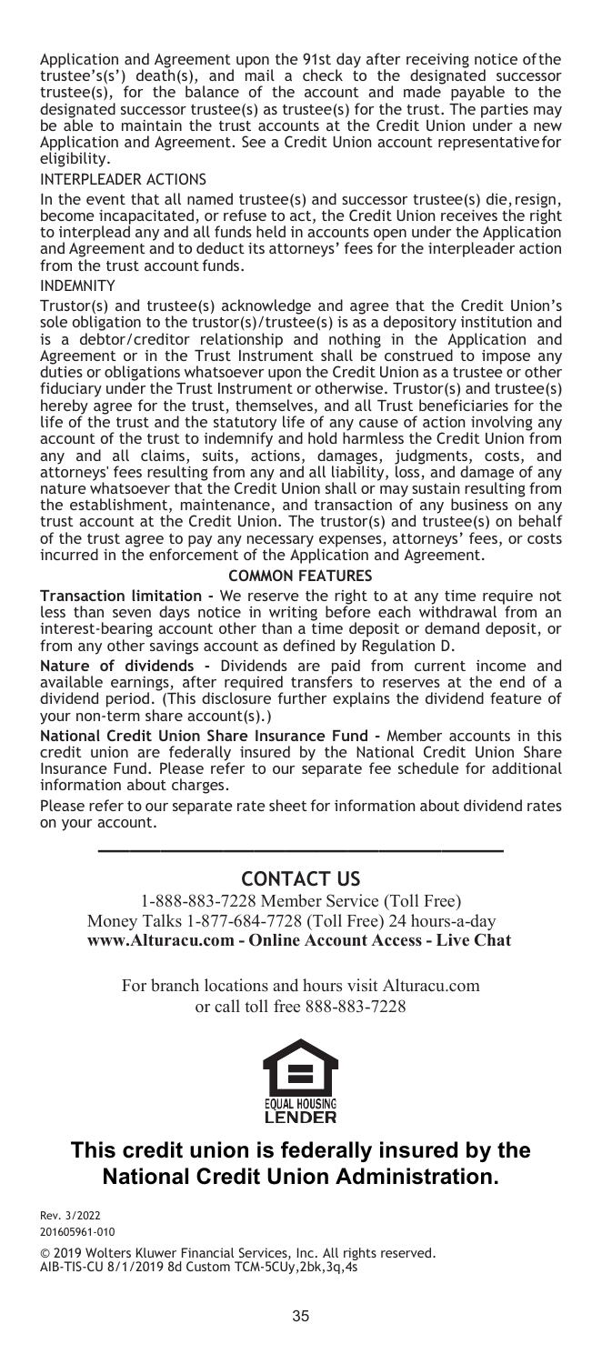Application and Agreement upon the 91st day after receiving notice of the trustee's(s') death(s), and mail a check to the designated successor trustee(s), for the balance of the account and made payable to the designated successor trustee(s) as trustee(s) for the trust. The parties may be able to maintain the trust accounts at the Credit Union under a new Application and Agreement. See a Credit Union account representative for eligibility.

INTERPLEADER ACTIONS

In the event that all named trustee(s) and successor trustee(s) die, resign, become incapacitated, or refuse to act, the Credit Union receives the right to interplead any and all funds held in accounts open under the Application and Agreement and to deduct its attorneys' fees for the interpleader action from the trust account funds.

INDEMNITY

Trustor(s) and trustee(s) acknowledge and agree that the Credit Union's sole obligation to the trustor(s)/trustee(s) is as a depository institution and is a debtor/creditor relationship and nothing in the Application and Agreement or in the Trust Instrument shall be construed to impose any duties or obligations whatsoever upon the Credit Union as a trustee or other fiduciary under the Trust Instrument or otherwise. Trustor(s) and trustee(s) hereby agree for the trust, themselves, and all Trust beneficiaries for the life of the trust and the statutory life of any cause of action involving any account of the trust to indemnify and hold harmless the Credit Union from any and all claims, suits, actions, damages, judgments, costs, and attorneys' fees resulting from any and all liability, loss, and damage of any nature whatsoever that the Credit Union shall or may sustain resulting from the establishment, maintenance, and transaction of any business on any trust account at the Credit Union. The trustor(s) and trustee(s) on behalf of the trust agree to pay any necessary expenses, attorneys' fees, or costs incurred in the enforcement of the Application and Agreement.

**COMMON FEATURES**

**Transaction limitation -** We reserve the right to at any time require not less than seven days notice in writing before each withdrawal from an interest-bearing account other than a time deposit or demand deposit, or from any other savings account as defined by Regulation D.

**Nature of dividends -** Dividends are paid from current income and available earnings, after required transfers to reserves at the end of a dividend period. (This disclosure further explains the dividend feature of your non-term share account(s).)

**National Credit Union Share Insurance Fund -** Member accounts in this credit union are federally insured by the National Credit Union Share Insurance Fund. Please refer to our separate fee schedule for additional information about charges.

Please refer to our separate rate sheet for information about dividend rates on your account.

---

## CONTACT US

1-888-883-7228 Member Service (Toll Free)
Money Talks 1-877-684-7728 (Toll Free) 24 hours-a-day
**www.Alturacu.com - Online Account Access - Live Chat**

For branch locations and hours visit Alturacu.com
or call toll free 888-883-7228

EQUAL HOUSING LENDER

## This credit union is federally insured by the National Credit Union Administration.

Rev. 3/2022
201605961-010

© 2019 Wolters Kluwer Financial Services, Inc. All rights reserved.
AIB-TIS-CU 8/1/2019 8d Custom TCM-5CUy,2bk,3q,4s